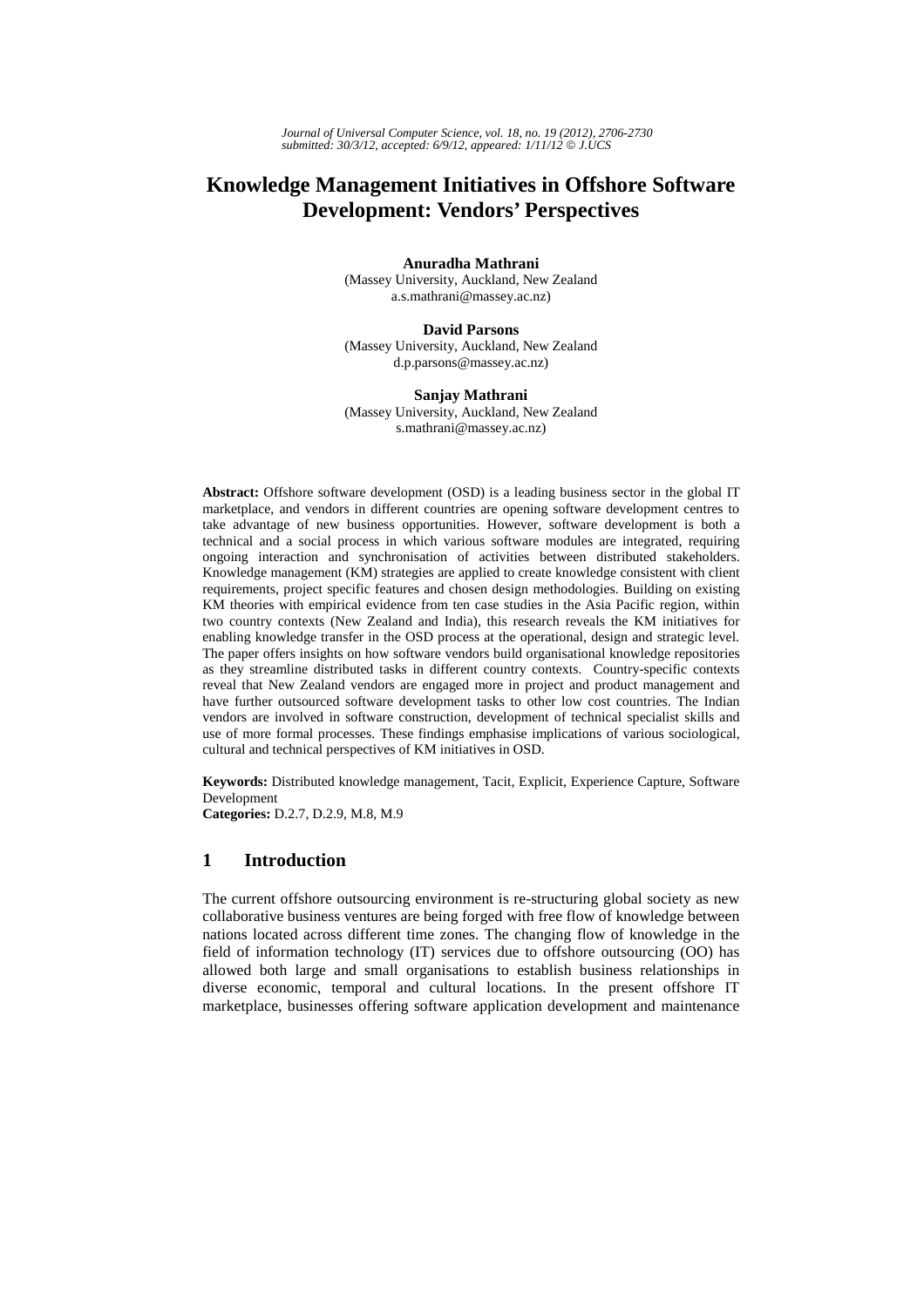*Journal of Universal Computer Science, vol. 18, no. 19 (2012), 2706-2730*
*submitted: 30/3/12, accepted: 6/9/12, appeared: 1/11/12 © J.UCS*

# Knowledge Management Initiatives in Offshore Software Development: Vendors' Perspectives

**Anuradha Mathrani**
(Massey University, Auckland, New Zealand
a.s.mathrani@massey.ac.nz)

**David Parsons**
(Massey University, Auckland, New Zealand
d.p.parsons@massey.ac.nz)

**Sanjay Mathrani**
(Massey University, Auckland, New Zealand
s.mathrani@massey.ac.nz)

**Abstract:** Offshore software development (OSD) is a leading business sector in the global IT marketplace, and vendors in different countries are opening software development centres to take advantage of new business opportunities. However, software development is both a technical and a social process in which various software modules are integrated, requiring ongoing interaction and synchronisation of activities between distributed stakeholders. Knowledge management (KM) strategies are applied to create knowledge consistent with client requirements, project specific features and chosen design methodologies. Building on existing KM theories with empirical evidence from ten case studies in the Asia Pacific region, within two country contexts (New Zealand and India), this research reveals the KM initiatives for enabling knowledge transfer in the OSD process at the operational, design and strategic level. The paper offers insights on how software vendors build organisational knowledge repositories as they streamline distributed tasks in different country contexts. Country-specific contexts reveal that New Zealand vendors are engaged more in project and product management and have further outsourced software development tasks to other low cost countries. The Indian vendors are involved in software construction, development of technical specialist skills and use of more formal processes. These findings emphasise implications of various sociological, cultural and technical perspectives of KM initiatives in OSD.

**Keywords:** Distributed knowledge management, Tacit, Explicit, Experience Capture, Software Development
**Categories:** D.2.7, D.2.9, M.8, M.9

## 1 Introduction

The current offshore outsourcing environment is re-structuring global society as new collaborative business ventures are being forged with free flow of knowledge between nations located across different time zones. The changing flow of knowledge in the field of information technology (IT) services due to offshore outsourcing (OO) has allowed both large and small organisations to establish business relationships in diverse economic, temporal and cultural locations. In the present offshore IT marketplace, businesses offering software application development and maintenance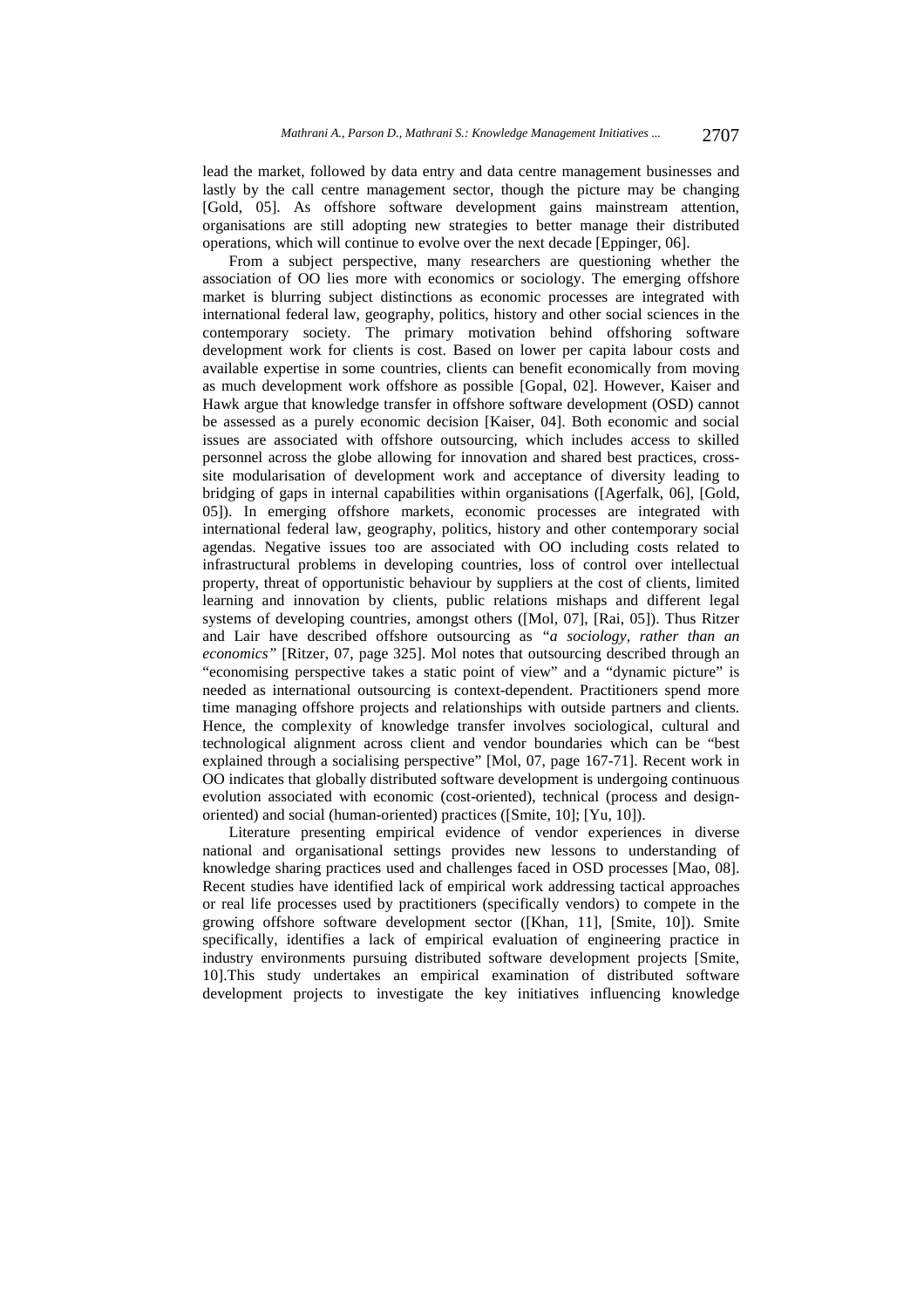lead the market, followed by data entry and data centre management businesses and lastly by the call centre management sector, though the picture may be changing [Gold, 05]. As offshore software development gains mainstream attention, organisations are still adopting new strategies to better manage their distributed operations, which will continue to evolve over the next decade [Eppinger, 06].

From a subject perspective, many researchers are questioning whether the association of OO lies more with economics or sociology. The emerging offshore market is blurring subject distinctions as economic processes are integrated with international federal law, geography, politics, history and other social sciences in the contemporary society. The primary motivation behind offshoring software development work for clients is cost. Based on lower per capita labour costs and available expertise in some countries, clients can benefit economically from moving as much development work offshore as possible [Gopal, 02]. However, Kaiser and Hawk argue that knowledge transfer in offshore software development (OSD) cannot be assessed as a purely economic decision [Kaiser, 04]. Both economic and social issues are associated with offshore outsourcing, which includes access to skilled personnel across the globe allowing for innovation and shared best practices, cross-site modularisation of development work and acceptance of diversity leading to bridging of gaps in internal capabilities within organisations ([Agerfalk, 06], [Gold, 05]). In emerging offshore markets, economic processes are integrated with international federal law, geography, politics, history and other contemporary social agendas. Negative issues too are associated with OO including costs related to infrastructural problems in developing countries, loss of control over intellectual property, threat of opportunistic behaviour by suppliers at the cost of clients, limited learning and innovation by clients, public relations mishaps and different legal systems of developing countries, amongst others ([Mol, 07], [Rai, 05]). Thus Ritzer and Lair have described offshore outsourcing as *"a sociology, rather than an economics"* [Ritzer, 07, page 325]. Mol notes that outsourcing described through an "economising perspective takes a static point of view" and a "dynamic picture" is needed as international outsourcing is context-dependent. Practitioners spend more time managing offshore projects and relationships with outside partners and clients. Hence, the complexity of knowledge transfer involves sociological, cultural and technological alignment across client and vendor boundaries which can be "best explained through a socialising perspective" [Mol, 07, page 167-71]. Recent work in OO indicates that globally distributed software development is undergoing continuous evolution associated with economic (cost-oriented), technical (process and design-oriented) and social (human-oriented) practices ([Smite, 10]; [Yu, 10]).

Literature presenting empirical evidence of vendor experiences in diverse national and organisational settings provides new lessons to understanding of knowledge sharing practices used and challenges faced in OSD processes [Mao, 08]. Recent studies have identified lack of empirical work addressing tactical approaches or real life processes used by practitioners (specifically vendors) to compete in the growing offshore software development sector ([Khan, 11], [Smite, 10]). Smite specifically, identifies a lack of empirical evaluation of engineering practice in industry environments pursuing distributed software development projects [Smite, 10].This study undertakes an empirical examination of distributed software development projects to investigate the key initiatives influencing knowledge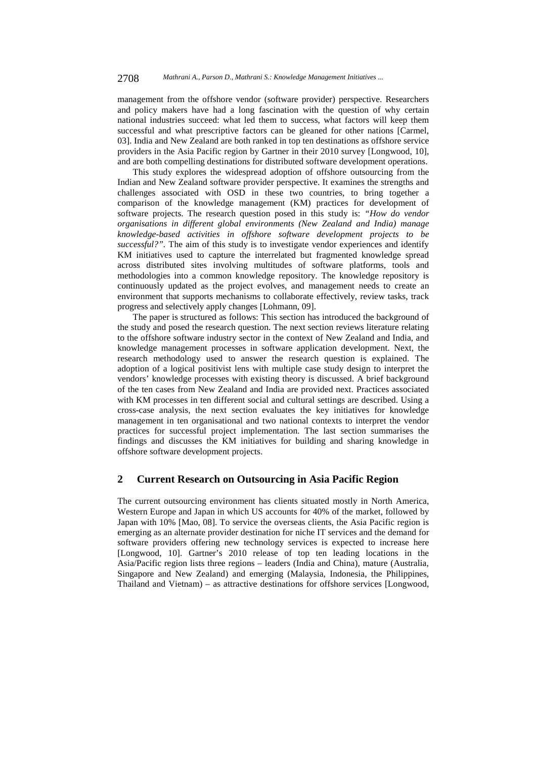management from the offshore vendor (software provider) perspective. Researchers and policy makers have had a long fascination with the question of why certain national industries succeed: what led them to success, what factors will keep them successful and what prescriptive factors can be gleaned for other nations [Carmel, 03]. India and New Zealand are both ranked in top ten destinations as offshore service providers in the Asia Pacific region by Gartner in their 2010 survey [Longwood, 10], and are both compelling destinations for distributed software development operations.

This study explores the widespread adoption of offshore outsourcing from the Indian and New Zealand software provider perspective. It examines the strengths and challenges associated with OSD in these two countries, to bring together a comparison of the knowledge management (KM) practices for development of software projects. The research question posed in this study is: *"How do vendor organisations in different global environments (New Zealand and India) manage knowledge-based activities in offshore software development projects to be successful?"*. The aim of this study is to investigate vendor experiences and identify KM initiatives used to capture the interrelated but fragmented knowledge spread across distributed sites involving multitudes of software platforms, tools and methodologies into a common knowledge repository. The knowledge repository is continuously updated as the project evolves, and management needs to create an environment that supports mechanisms to collaborate effectively, review tasks, track progress and selectively apply changes [Lohmann, 09].

The paper is structured as follows: This section has introduced the background of the study and posed the research question. The next section reviews literature relating to the offshore software industry sector in the context of New Zealand and India, and knowledge management processes in software application development. Next, the research methodology used to answer the research question is explained. The adoption of a logical positivist lens with multiple case study design to interpret the vendors' knowledge processes with existing theory is discussed. A brief background of the ten cases from New Zealand and India are provided next. Practices associated with KM processes in ten different social and cultural settings are described. Using a cross-case analysis, the next section evaluates the key initiatives for knowledge management in ten organisational and two national contexts to interpret the vendor practices for successful project implementation. The last section summarises the findings and discusses the KM initiatives for building and sharing knowledge in offshore software development projects.

## 2 Current Research on Outsourcing in Asia Pacific Region

The current outsourcing environment has clients situated mostly in North America, Western Europe and Japan in which US accounts for 40% of the market, followed by Japan with 10% [Mao, 08]. To service the overseas clients, the Asia Pacific region is emerging as an alternate provider destination for niche IT services and the demand for software providers offering new technology services is expected to increase here [Longwood, 10]. Gartner's 2010 release of top ten leading locations in the Asia/Pacific region lists three regions – leaders (India and China), mature (Australia, Singapore and New Zealand) and emerging (Malaysia, Indonesia, the Philippines, Thailand and Vietnam) – as attractive destinations for offshore services [Longwood,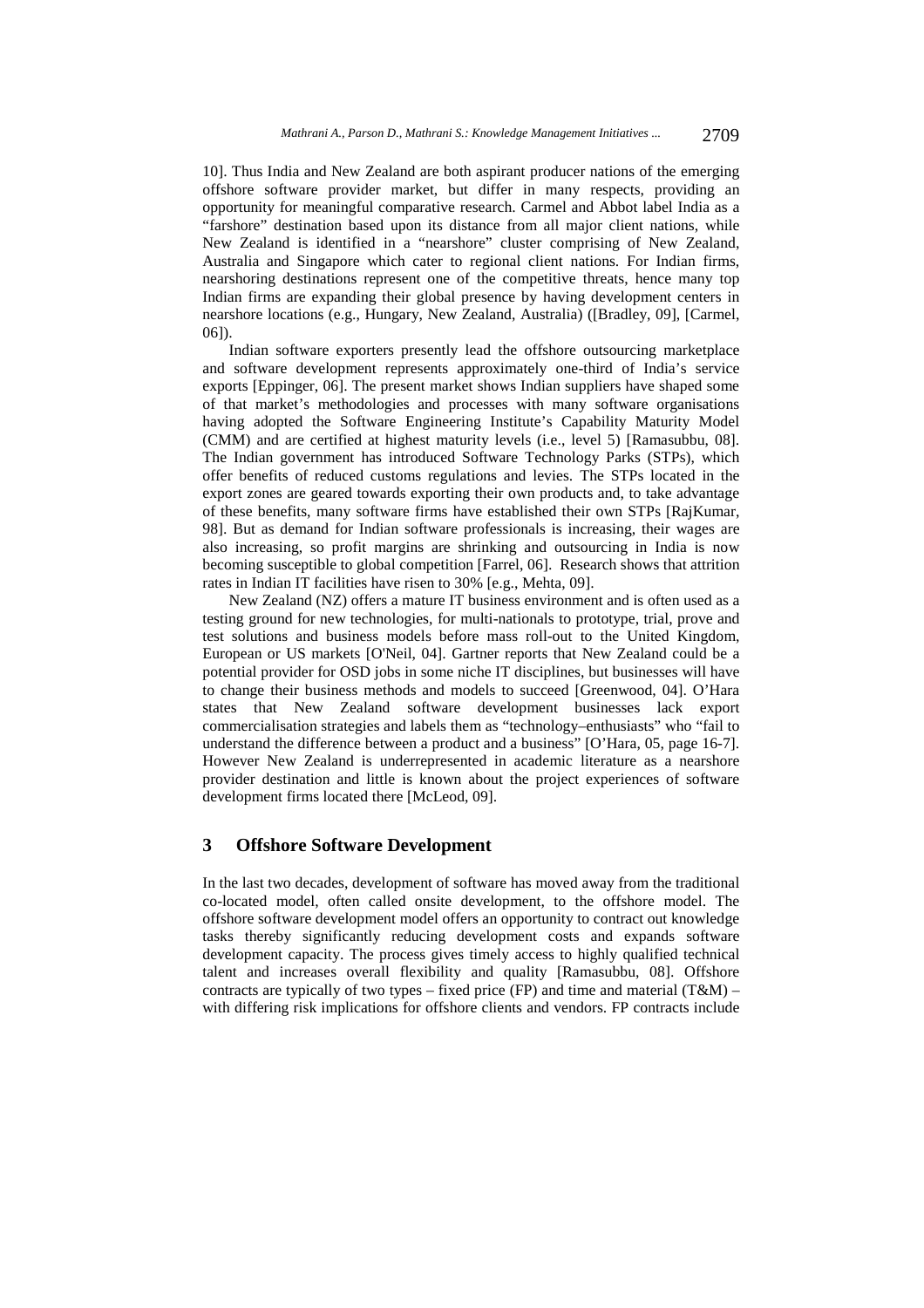10]. Thus India and New Zealand are both aspirant producer nations of the emerging offshore software provider market, but differ in many respects, providing an opportunity for meaningful comparative research. Carmel and Abbot label India as a "farshore" destination based upon its distance from all major client nations, while New Zealand is identified in a "nearshore" cluster comprising of New Zealand, Australia and Singapore which cater to regional client nations. For Indian firms, nearshoring destinations represent one of the competitive threats, hence many top Indian firms are expanding their global presence by having development centers in nearshore locations (e.g., Hungary, New Zealand, Australia) ([Bradley, 09], [Carmel, 06]).

Indian software exporters presently lead the offshore outsourcing marketplace and software development represents approximately one-third of India's service exports [Eppinger, 06]. The present market shows Indian suppliers have shaped some of that market's methodologies and processes with many software organisations having adopted the Software Engineering Institute's Capability Maturity Model (CMM) and are certified at highest maturity levels (i.e., level 5) [Ramasubbu, 08]. The Indian government has introduced Software Technology Parks (STPs), which offer benefits of reduced customs regulations and levies. The STPs located in the export zones are geared towards exporting their own products and, to take advantage of these benefits, many software firms have established their own STPs [RajKumar, 98]. But as demand for Indian software professionals is increasing, their wages are also increasing, so profit margins are shrinking and outsourcing in India is now becoming susceptible to global competition [Farrel, 06]. Research shows that attrition rates in Indian IT facilities have risen to 30% [e.g., Mehta, 09].

New Zealand (NZ) offers a mature IT business environment and is often used as a testing ground for new technologies, for multi-nationals to prototype, trial, prove and test solutions and business models before mass roll-out to the United Kingdom, European or US markets [O'Neil, 04]. Gartner reports that New Zealand could be a potential provider for OSD jobs in some niche IT disciplines, but businesses will have to change their business methods and models to succeed [Greenwood, 04]. O'Hara states that New Zealand software development businesses lack export commercialisation strategies and labels them as "technology–enthusiasts" who "fail to understand the difference between a product and a business" [O'Hara, 05, page 16-7]. However New Zealand is underrepresented in academic literature as a nearshore provider destination and little is known about the project experiences of software development firms located there [McLeod, 09].

## 3 Offshore Software Development

In the last two decades, development of software has moved away from the traditional co-located model, often called onsite development, to the offshore model. The offshore software development model offers an opportunity to contract out knowledge tasks thereby significantly reducing development costs and expands software development capacity. The process gives timely access to highly qualified technical talent and increases overall flexibility and quality [Ramasubbu, 08]. Offshore contracts are typically of two types – fixed price (FP) and time and material (T&M) – with differing risk implications for offshore clients and vendors. FP contracts include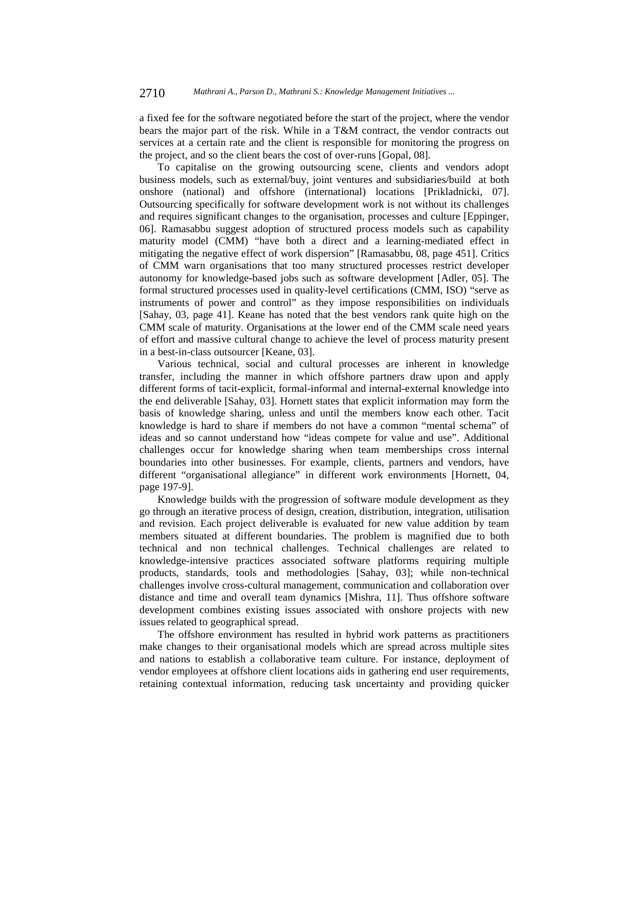a fixed fee for the software negotiated before the start of the project, where the vendor bears the major part of the risk. While in a T&M contract, the vendor contracts out services at a certain rate and the client is responsible for monitoring the progress on the project, and so the client bears the cost of over-runs [Gopal, 08].

To capitalise on the growing outsourcing scene, clients and vendors adopt business models, such as external/buy, joint ventures and subsidiaries/build at both onshore (national) and offshore (international) locations [Prikladnicki, 07]. Outsourcing specifically for software development work is not without its challenges and requires significant changes to the organisation, processes and culture [Eppinger, 06]. Ramasabbu suggest adoption of structured process models such as capability maturity model (CMM) "have both a direct and a learning-mediated effect in mitigating the negative effect of work dispersion" [Ramasabbu, 08, page 451]. Critics of CMM warn organisations that too many structured processes restrict developer autonomy for knowledge-based jobs such as software development [Adler, 05]. The formal structured processes used in quality-level certifications (CMM, ISO) "serve as instruments of power and control" as they impose responsibilities on individuals [Sahay, 03, page 41]. Keane has noted that the best vendors rank quite high on the CMM scale of maturity. Organisations at the lower end of the CMM scale need years of effort and massive cultural change to achieve the level of process maturity present in a best-in-class outsourcer [Keane, 03].

Various technical, social and cultural processes are inherent in knowledge transfer, including the manner in which offshore partners draw upon and apply different forms of tacit-explicit, formal-informal and internal-external knowledge into the end deliverable [Sahay, 03]. Hornett states that explicit information may form the basis of knowledge sharing, unless and until the members know each other. Tacit knowledge is hard to share if members do not have a common "mental schema" of ideas and so cannot understand how "ideas compete for value and use". Additional challenges occur for knowledge sharing when team memberships cross internal boundaries into other businesses. For example, clients, partners and vendors, have different "organisational allegiance" in different work environments [Hornett, 04, page 197-9].

Knowledge builds with the progression of software module development as they go through an iterative process of design, creation, distribution, integration, utilisation and revision. Each project deliverable is evaluated for new value addition by team members situated at different boundaries. The problem is magnified due to both technical and non technical challenges. Technical challenges are related to knowledge-intensive practices associated software platforms requiring multiple products, standards, tools and methodologies [Sahay, 03]; while non-technical challenges involve cross-cultural management, communication and collaboration over distance and time and overall team dynamics [Mishra, 11]. Thus offshore software development combines existing issues associated with onshore projects with new issues related to geographical spread.

The offshore environment has resulted in hybrid work patterns as practitioners make changes to their organisational models which are spread across multiple sites and nations to establish a collaborative team culture. For instance, deployment of vendor employees at offshore client locations aids in gathering end user requirements, retaining contextual information, reducing task uncertainty and providing quicker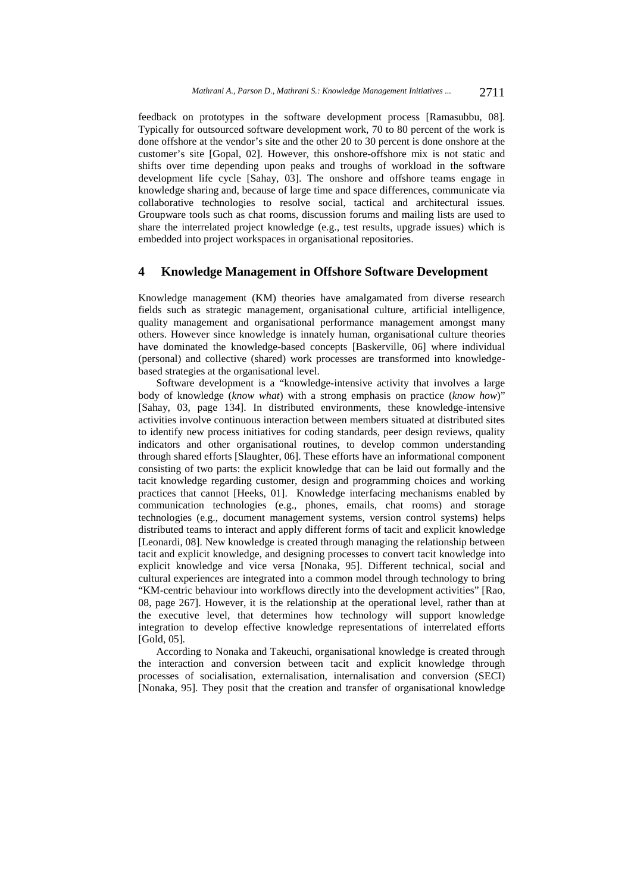feedback on prototypes in the software development process [Ramasubbu, 08]. Typically for outsourced software development work, 70 to 80 percent of the work is done offshore at the vendor's site and the other 20 to 30 percent is done onshore at the customer's site [Gopal, 02]. However, this onshore-offshore mix is not static and shifts over time depending upon peaks and troughs of workload in the software development life cycle [Sahay, 03]. The onshore and offshore teams engage in knowledge sharing and, because of large time and space differences, communicate via collaborative technologies to resolve social, tactical and architectural issues. Groupware tools such as chat rooms, discussion forums and mailing lists are used to share the interrelated project knowledge (e.g., test results, upgrade issues) which is embedded into project workspaces in organisational repositories.

## 4 Knowledge Management in Offshore Software Development

Knowledge management (KM) theories have amalgamated from diverse research fields such as strategic management, organisational culture, artificial intelligence, quality management and organisational performance management amongst many others. However since knowledge is innately human, organisational culture theories have dominated the knowledge-based concepts [Baskerville, 06] where individual (personal) and collective (shared) work processes are transformed into knowledge-based strategies at the organisational level.

Software development is a "knowledge-intensive activity that involves a large body of knowledge (*know what*) with a strong emphasis on practice (*know how*)" [Sahay, 03, page 134]. In distributed environments, these knowledge-intensive activities involve continuous interaction between members situated at distributed sites to identify new process initiatives for coding standards, peer design reviews, quality indicators and other organisational routines, to develop common understanding through shared efforts [Slaughter, 06]. These efforts have an informational component consisting of two parts: the explicit knowledge that can be laid out formally and the tacit knowledge regarding customer, design and programming choices and working practices that cannot [Heeks, 01]. Knowledge interfacing mechanisms enabled by communication technologies (e.g., phones, emails, chat rooms) and storage technologies (e.g., document management systems, version control systems) helps distributed teams to interact and apply different forms of tacit and explicit knowledge [Leonardi, 08]. New knowledge is created through managing the relationship between tacit and explicit knowledge, and designing processes to convert tacit knowledge into explicit knowledge and vice versa [Nonaka, 95]. Different technical, social and cultural experiences are integrated into a common model through technology to bring "KM-centric behaviour into workflows directly into the development activities" [Rao, 08, page 267]. However, it is the relationship at the operational level, rather than at the executive level, that determines how technology will support knowledge integration to develop effective knowledge representations of interrelated efforts [Gold, 05].

According to Nonaka and Takeuchi, organisational knowledge is created through the interaction and conversion between tacit and explicit knowledge through processes of socialisation, externalisation, internalisation and conversion (SECI) [Nonaka, 95]. They posit that the creation and transfer of organisational knowledge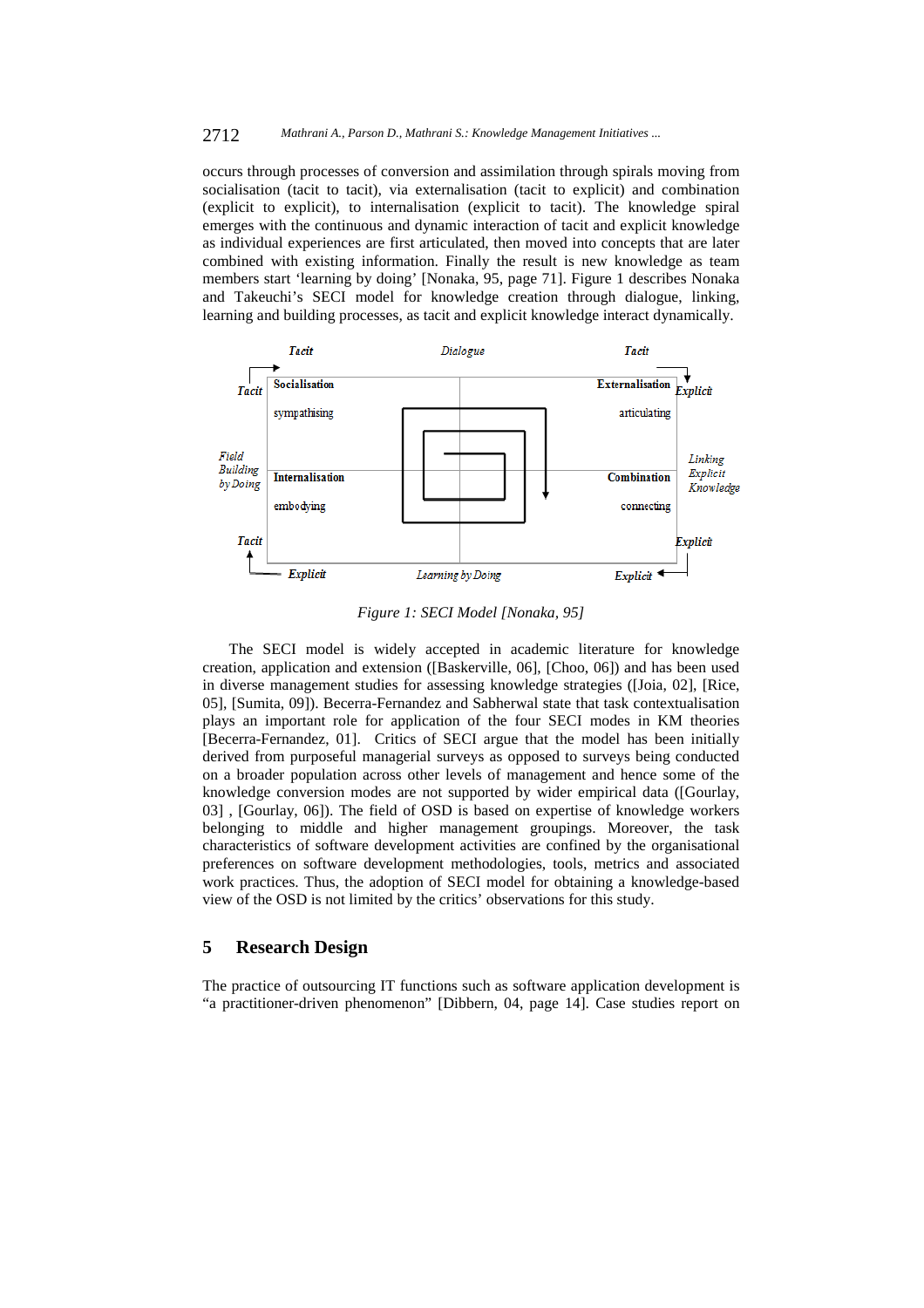occurs through processes of conversion and assimilation through spirals moving from socialisation (tacit to tacit), via externalisation (tacit to explicit) and combination (explicit to explicit), to internalisation (explicit to tacit). The knowledge spiral emerges with the continuous and dynamic interaction of tacit and explicit knowledge as individual experiences are first articulated, then moved into concepts that are later combined with existing information. Finally the result is new knowledge as team members start 'learning by doing' [Nonaka, 95, page 71]. Figure 1 describes Nonaka and Takeuchi's SECI model for knowledge creation through dialogue, linking, learning and building processes, as tacit and explicit knowledge interact dynamically.

| | Tacit | Dialogue | Tacit | |
|---|---|---|---|---|
| Tacit | **Socialisation** sympathising | | **Externalisation** articulating | Explicit |
| *Field Building by Doing* | **Internalisation** embodying | | **Combination** connecting | *Linking Explicit Knowledge* |
| Tacit | Explicit | *Learning by Doing* | Explicit | Explicit |

*Figure 1: SECI Model [Nonaka, 95]*

The SECI model is widely accepted in academic literature for knowledge creation, application and extension ([Baskerville, 06], [Choo, 06]) and has been used in diverse management studies for assessing knowledge strategies ([Joia, 02], [Rice, 05], [Sumita, 09]). Becerra-Fernandez and Sabherwal state that task contextualisation plays an important role for application of the four SECI modes in KM theories [Becerra-Fernandez, 01]. Critics of SECI argue that the model has been initially derived from purposeful managerial surveys as opposed to surveys being conducted on a broader population across other levels of management and hence some of the knowledge conversion modes are not supported by wider empirical data ([Gourlay, 03] , [Gourlay, 06]). The field of OSD is based on expertise of knowledge workers belonging to middle and higher management groupings. Moreover, the task characteristics of software development activities are confined by the organisational preferences on software development methodologies, tools, metrics and associated work practices. Thus, the adoption of SECI model for obtaining a knowledge-based view of the OSD is not limited by the critics' observations for this study.

## 5 Research Design

The practice of outsourcing IT functions such as software application development is "a practitioner-driven phenomenon" [Dibbern, 04, page 14]. Case studies report on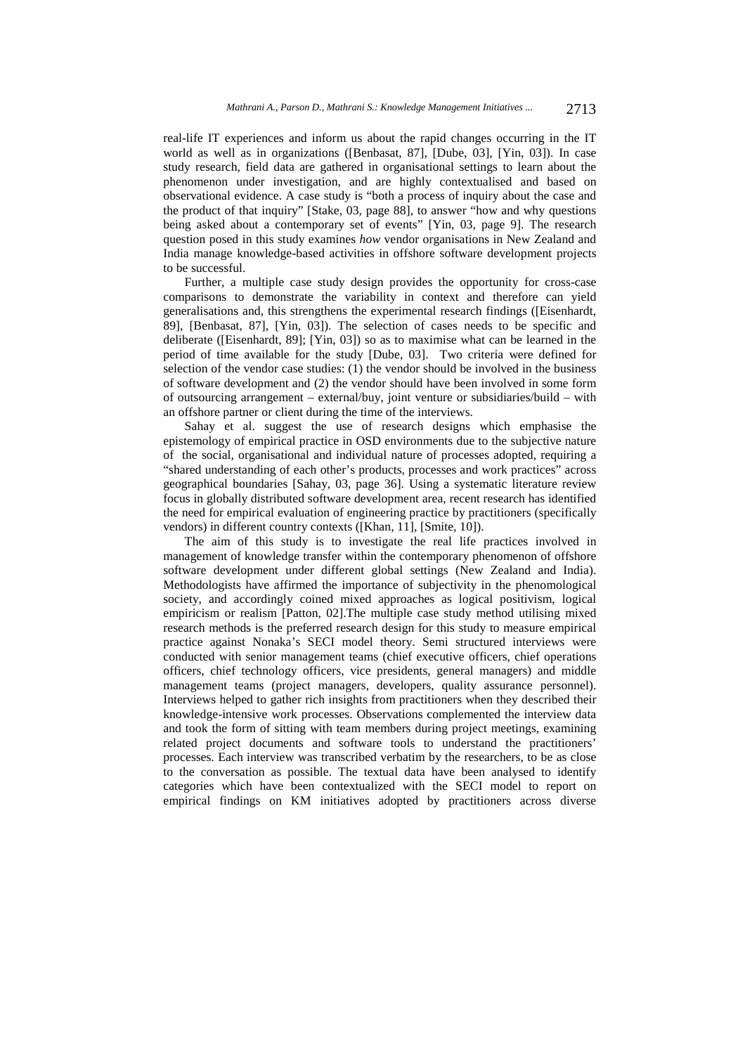real-life IT experiences and inform us about the rapid changes occurring in the IT world as well as in organizations ([Benbasat, 87], [Dube, 03], [Yin, 03]). In case study research, field data are gathered in organisational settings to learn about the phenomenon under investigation, and are highly contextualised and based on observational evidence. A case study is "both a process of inquiry about the case and the product of that inquiry" [Stake, 03, page 88], to answer "how and why questions being asked about a contemporary set of events" [Yin, 03, page 9]. The research question posed in this study examines *how* vendor organisations in New Zealand and India manage knowledge-based activities in offshore software development projects to be successful.

Further, a multiple case study design provides the opportunity for cross-case comparisons to demonstrate the variability in context and therefore can yield generalisations and, this strengthens the experimental research findings ([Eisenhardt, 89], [Benbasat, 87], [Yin, 03]). The selection of cases needs to be specific and deliberate ([Eisenhardt, 89]; [Yin, 03]) so as to maximise what can be learned in the period of time available for the study [Dube, 03]. Two criteria were defined for selection of the vendor case studies: (1) the vendor should be involved in the business of software development and (2) the vendor should have been involved in some form of outsourcing arrangement – external/buy, joint venture or subsidiaries/build – with an offshore partner or client during the time of the interviews.

Sahay et al. suggest the use of research designs which emphasise the epistemology of empirical practice in OSD environments due to the subjective nature of the social, organisational and individual nature of processes adopted, requiring a "shared understanding of each other's products, processes and work practices" across geographical boundaries [Sahay, 03, page 36]. Using a systematic literature review focus in globally distributed software development area, recent research has identified the need for empirical evaluation of engineering practice by practitioners (specifically vendors) in different country contexts ([Khan, 11], [Smite, 10]).

The aim of this study is to investigate the real life practices involved in management of knowledge transfer within the contemporary phenomenon of offshore software development under different global settings (New Zealand and India). Methodologists have affirmed the importance of subjectivity in the phenomological society, and accordingly coined mixed approaches as logical positivism, logical empiricism or realism [Patton, 02].The multiple case study method utilising mixed research methods is the preferred research design for this study to measure empirical practice against Nonaka's SECI model theory. Semi structured interviews were conducted with senior management teams (chief executive officers, chief operations officers, chief technology officers, vice presidents, general managers) and middle management teams (project managers, developers, quality assurance personnel). Interviews helped to gather rich insights from practitioners when they described their knowledge-intensive work processes. Observations complemented the interview data and took the form of sitting with team members during project meetings, examining related project documents and software tools to understand the practitioners' processes. Each interview was transcribed verbatim by the researchers, to be as close to the conversation as possible. The textual data have been analysed to identify categories which have been contextualized with the SECI model to report on empirical findings on KM initiatives adopted by practitioners across diverse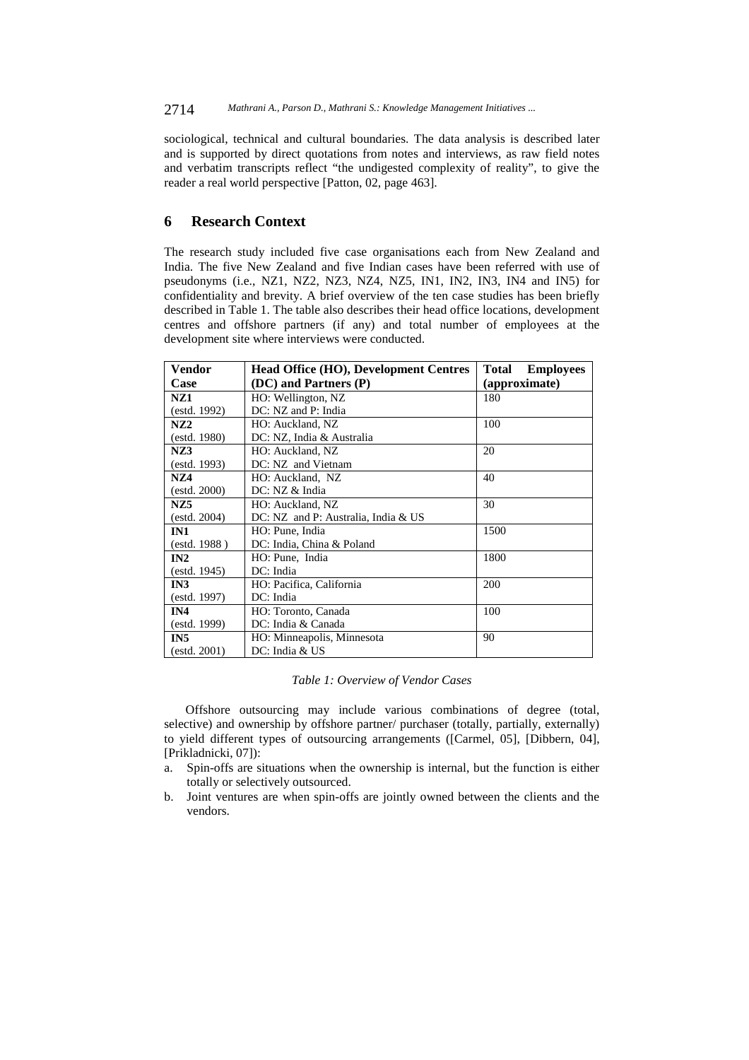sociological, technical and cultural boundaries. The data analysis is described later and is supported by direct quotations from notes and interviews, as raw field notes and verbatim transcripts reflect "the undigested complexity of reality", to give the reader a real world perspective [Patton, 02, page 463].

## 6 Research Context

The research study included five case organisations each from New Zealand and India. The five New Zealand and five Indian cases have been referred with use of pseudonyms (i.e., NZ1, NZ2, NZ3, NZ4, NZ5, IN1, IN2, IN3, IN4 and IN5) for confidentiality and brevity. A brief overview of the ten case studies has been briefly described in Table 1. The table also describes their head office locations, development centres and offshore partners (if any) and total number of employees at the development site where interviews were conducted.

| Vendor Case | Head Office (HO), Development Centres (DC) and Partners (P) | Total Employees (approximate) |
|---|---|---|
| **NZ1** (estd. 1992) | HO: Wellington, NZ<br>DC: NZ and P: India | 180 |
| **NZ2** (estd. 1980) | HO: Auckland, NZ<br>DC: NZ, India & Australia | 100 |
| **NZ3** (estd. 1993) | HO: Auckland, NZ<br>DC: NZ and Vietnam | 20 |
| **NZ4** (estd. 2000) | HO: Auckland, NZ<br>DC: NZ & India | 40 |
| **NZ5** (estd. 2004) | HO: Auckland, NZ<br>DC: NZ and P: Australia, India & US | 30 |
| **IN1** (estd. 1988 ) | HO: Pune, India<br>DC: India, China & Poland | 1500 |
| **IN2** (estd. 1945) | HO: Pune, India<br>DC: India | 1800 |
| **IN3** (estd. 1997) | HO: Pacifica, California<br>DC: India | 200 |
| **IN4** (estd. 1999) | HO: Toronto, Canada<br>DC: India & Canada | 100 |
| **IN5** (estd. 2001) | HO: Minneapolis, Minnesota<br>DC: India & US | 90 |

*Table 1: Overview of Vendor Cases*

Offshore outsourcing may include various combinations of degree (total, selective) and ownership by offshore partner/ purchaser (totally, partially, externally) to yield different types of outsourcing arrangements ([Carmel, 05], [Dibbern, 04], [Prikladnicki, 07]):

a. Spin-offs are situations when the ownership is internal, but the function is either totally or selectively outsourced.
b. Joint ventures are when spin-offs are jointly owned between the clients and the vendors.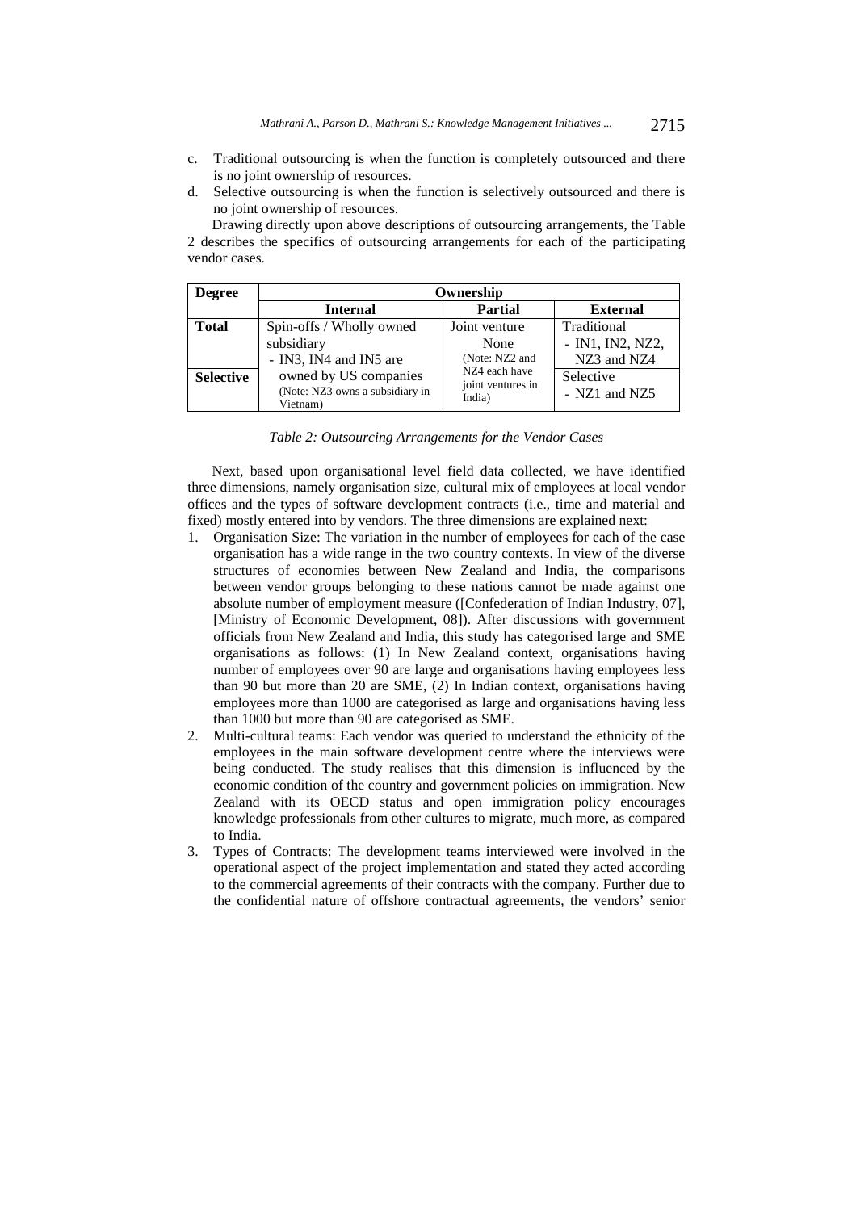c. Traditional outsourcing is when the function is completely outsourced and there is no joint ownership of resources.

d. Selective outsourcing is when the function is selectively outsourced and there is no joint ownership of resources.

Drawing directly upon above descriptions of outsourcing arrangements, the Table 2 describes the specifics of outsourcing arrangements for each of the participating vendor cases.

| Degree | Ownership | | |
|---|---|---|---|
| | **Internal** | **Partial** | **External** |
| **Total** | Spin-offs / Wholly owned subsidiary - IN3, IN4 and IN5 are owned by US companies (Note: NZ3 owns a subsidiary in Vietnam) | Joint venture None (Note: NZ2 and NZ4 each have joint ventures in India) | Traditional - IN1, IN2, NZ2, NZ3 and NZ4 |
| **Selective** | | | Selective - NZ1 and NZ5 |

*Table 2: Outsourcing Arrangements for the Vendor Cases*

Next, based upon organisational level field data collected, we have identified three dimensions, namely organisation size, cultural mix of employees at local vendor offices and the types of software development contracts (i.e., time and material and fixed) mostly entered into by vendors. The three dimensions are explained next:

1. Organisation Size: The variation in the number of employees for each of the case organisation has a wide range in the two country contexts. In view of the diverse structures of economies between New Zealand and India, the comparisons between vendor groups belonging to these nations cannot be made against one absolute number of employment measure ([Confederation of Indian Industry, 07], [Ministry of Economic Development, 08]). After discussions with government officials from New Zealand and India, this study has categorised large and SME organisations as follows: (1) In New Zealand context, organisations having number of employees over 90 are large and organisations having employees less than 90 but more than 20 are SME, (2) In Indian context, organisations having employees more than 1000 are categorised as large and organisations having less than 1000 but more than 90 are categorised as SME.
2. Multi-cultural teams: Each vendor was queried to understand the ethnicity of the employees in the main software development centre where the interviews were being conducted. The study realises that this dimension is influenced by the economic condition of the country and government policies on immigration. New Zealand with its OECD status and open immigration policy encourages knowledge professionals from other cultures to migrate, much more, as compared to India.
3. Types of Contracts: The development teams interviewed were involved in the operational aspect of the project implementation and stated they acted according to the commercial agreements of their contracts with the company. Further due to the confidential nature of offshore contractual agreements, the vendors' senior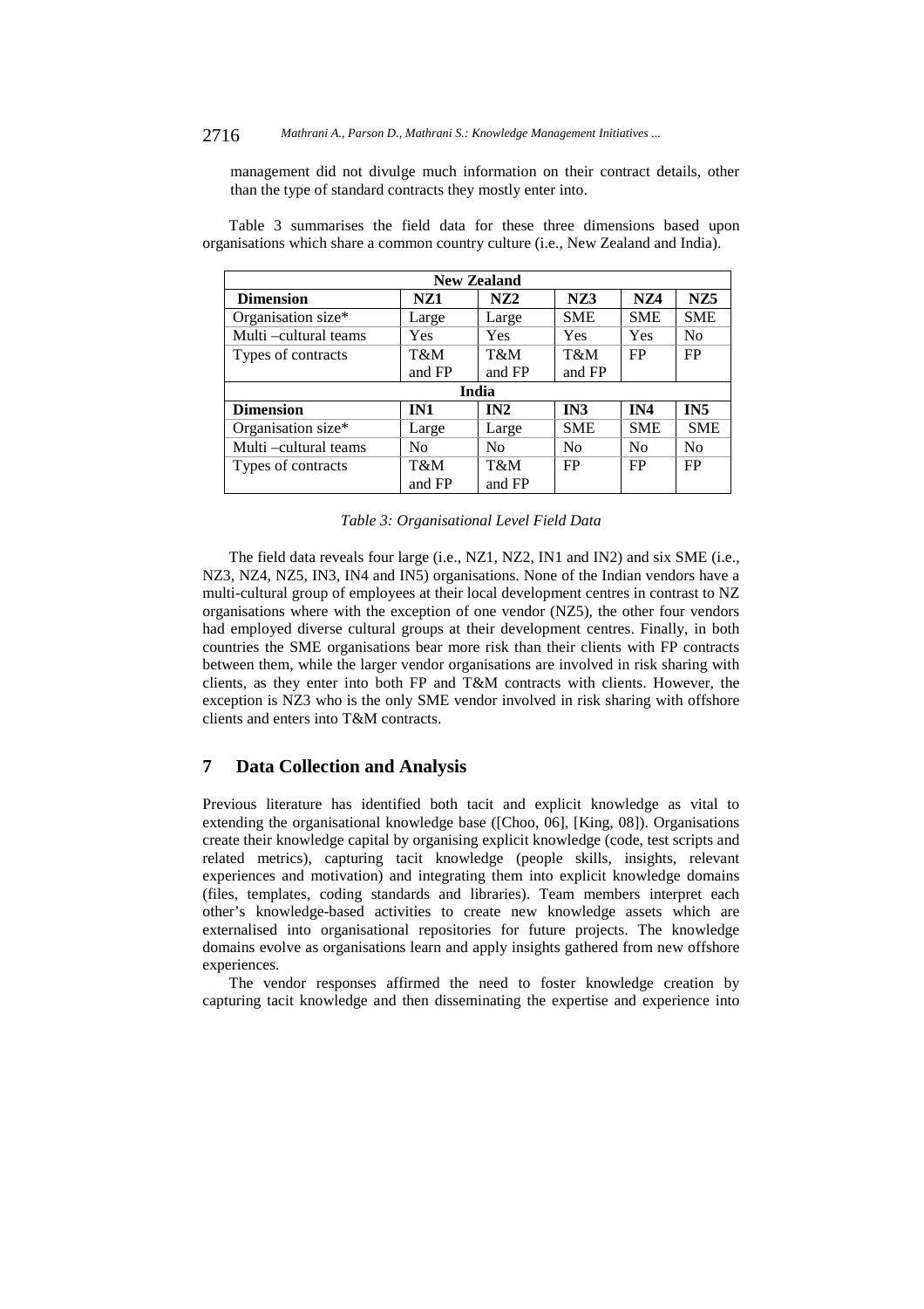management did not divulge much information on their contract details, other than the type of standard contracts they mostly enter into.

Table 3 summarises the field data for these three dimensions based upon organisations which share a common country culture (i.e., New Zealand and India).

| New Zealand | | | | | |
|---|---|---|---|---|---|
| **Dimension** | **NZ1** | **NZ2** | **NZ3** | **NZ4** | **NZ5** |
| Organisation size* | Large | Large | SME | SME | SME |
| Multi –cultural teams | Yes | Yes | Yes | Yes | No |
| Types of contracts | T&M and FP | T&M and FP | T&M and FP | FP | FP |
| **India** | | | | | |
| **Dimension** | **IN1** | **IN2** | **IN3** | **IN4** | **IN5** |
| Organisation size* | Large | Large | SME | SME | SME |
| Multi –cultural teams | No | No | No | No | No |
| Types of contracts | T&M and FP | T&M and FP | FP | FP | FP |

*Table 3: Organisational Level Field Data*

The field data reveals four large (i.e., NZ1, NZ2, IN1 and IN2) and six SME (i.e., NZ3, NZ4, NZ5, IN3, IN4 and IN5) organisations. None of the Indian vendors have a multi-cultural group of employees at their local development centres in contrast to NZ organisations where with the exception of one vendor (NZ5), the other four vendors had employed diverse cultural groups at their development centres. Finally, in both countries the SME organisations bear more risk than their clients with FP contracts between them, while the larger vendor organisations are involved in risk sharing with clients, as they enter into both FP and T&M contracts with clients. However, the exception is NZ3 who is the only SME vendor involved in risk sharing with offshore clients and enters into T&M contracts.

## 7 Data Collection and Analysis

Previous literature has identified both tacit and explicit knowledge as vital to extending the organisational knowledge base ([Choo, 06], [King, 08]). Organisations create their knowledge capital by organising explicit knowledge (code, test scripts and related metrics), capturing tacit knowledge (people skills, insights, relevant experiences and motivation) and integrating them into explicit knowledge domains (files, templates, coding standards and libraries). Team members interpret each other's knowledge-based activities to create new knowledge assets which are externalised into organisational repositories for future projects. The knowledge domains evolve as organisations learn and apply insights gathered from new offshore experiences.

The vendor responses affirmed the need to foster knowledge creation by capturing tacit knowledge and then disseminating the expertise and experience into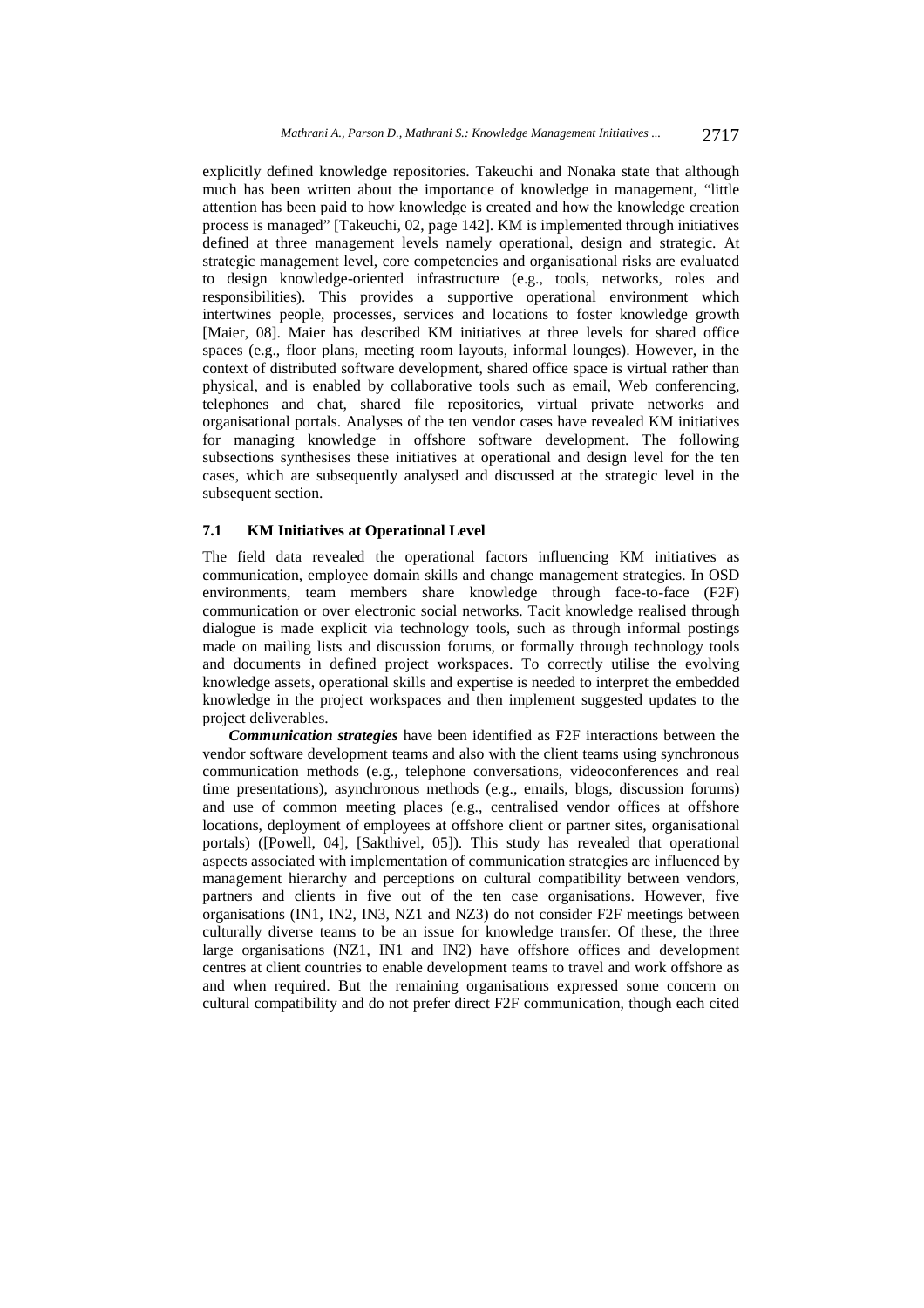explicitly defined knowledge repositories. Takeuchi and Nonaka state that although much has been written about the importance of knowledge in management, "little attention has been paid to how knowledge is created and how the knowledge creation process is managed" [Takeuchi, 02, page 142]. KM is implemented through initiatives defined at three management levels namely operational, design and strategic. At strategic management level, core competencies and organisational risks are evaluated to design knowledge-oriented infrastructure (e.g., tools, networks, roles and responsibilities). This provides a supportive operational environment which intertwines people, processes, services and locations to foster knowledge growth [Maier, 08]. Maier has described KM initiatives at three levels for shared office spaces (e.g., floor plans, meeting room layouts, informal lounges). However, in the context of distributed software development, shared office space is virtual rather than physical, and is enabled by collaborative tools such as email, Web conferencing, telephones and chat, shared file repositories, virtual private networks and organisational portals. Analyses of the ten vendor cases have revealed KM initiatives for managing knowledge in offshore software development. The following subsections synthesises these initiatives at operational and design level for the ten cases, which are subsequently analysed and discussed at the strategic level in the subsequent section.

### 7.1 KM Initiatives at Operational Level

The field data revealed the operational factors influencing KM initiatives as communication, employee domain skills and change management strategies. In OSD environments, team members share knowledge through face-to-face (F2F) communication or over electronic social networks. Tacit knowledge realised through dialogue is made explicit via technology tools, such as through informal postings made on mailing lists and discussion forums, or formally through technology tools and documents in defined project workspaces. To correctly utilise the evolving knowledge assets, operational skills and expertise is needed to interpret the embedded knowledge in the project workspaces and then implement suggested updates to the project deliverables.

***Communication strategies*** have been identified as F2F interactions between the vendor software development teams and also with the client teams using synchronous communication methods (e.g., telephone conversations, videoconferences and real time presentations), asynchronous methods (e.g., emails, blogs, discussion forums) and use of common meeting places (e.g., centralised vendor offices at offshore locations, deployment of employees at offshore client or partner sites, organisational portals) ([Powell, 04], [Sakthivel, 05]). This study has revealed that operational aspects associated with implementation of communication strategies are influenced by management hierarchy and perceptions on cultural compatibility between vendors, partners and clients in five out of the ten case organisations. However, five organisations (IN1, IN2, IN3, NZ1 and NZ3) do not consider F2F meetings between culturally diverse teams to be an issue for knowledge transfer. Of these, the three large organisations (NZ1, IN1 and IN2) have offshore offices and development centres at client countries to enable development teams to travel and work offshore as and when required. But the remaining organisations expressed some concern on cultural compatibility and do not prefer direct F2F communication, though each cited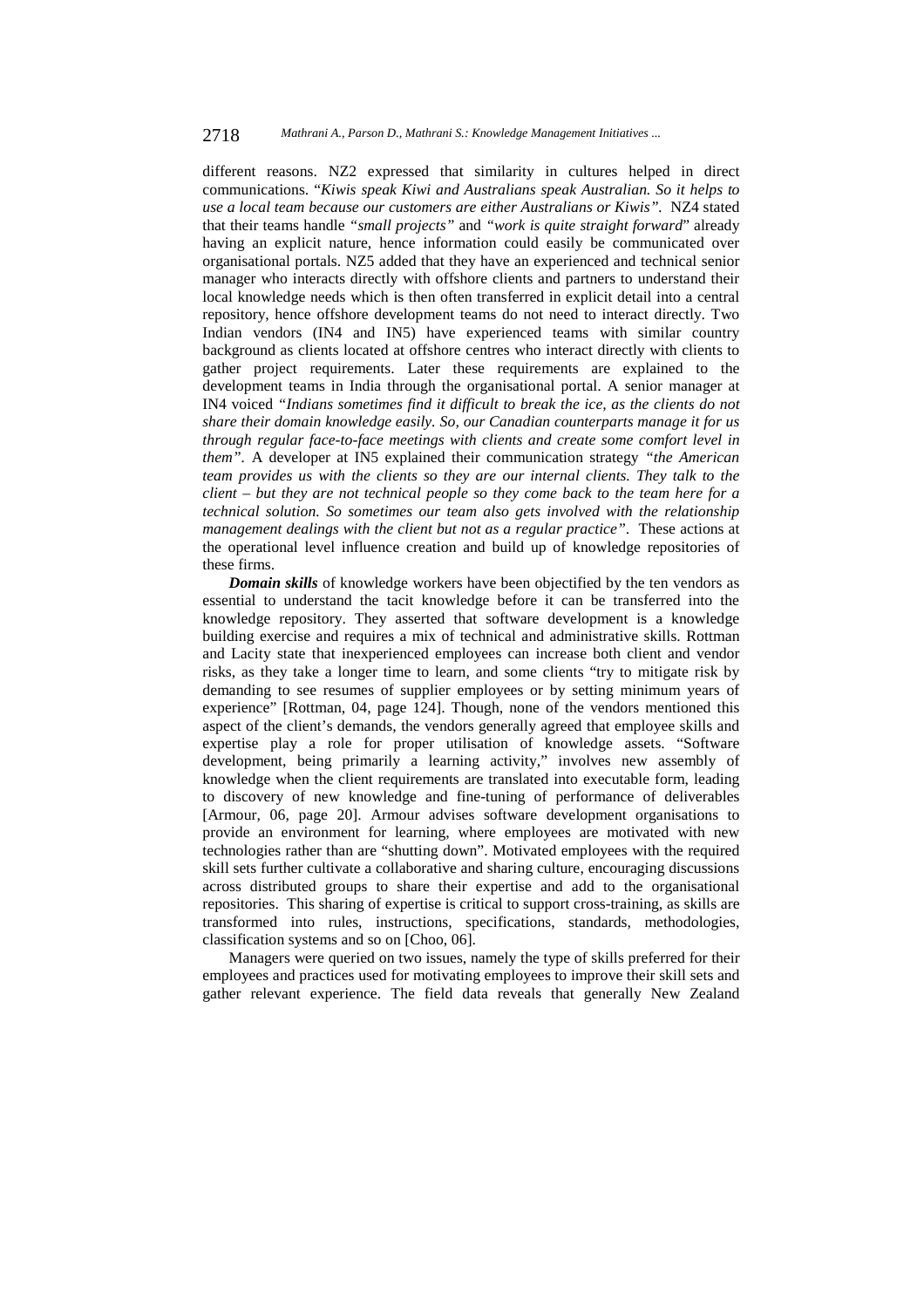different reasons. NZ2 expressed that similarity in cultures helped in direct communications. "*Kiwis speak Kiwi and Australians speak Australian. So it helps to use a local team because our customers are either Australians or Kiwis"*. NZ4 stated that their teams handle *"small projects"* and *"work is quite straight forward*" already having an explicit nature, hence information could easily be communicated over organisational portals. NZ5 added that they have an experienced and technical senior manager who interacts directly with offshore clients and partners to understand their local knowledge needs which is then often transferred in explicit detail into a central repository, hence offshore development teams do not need to interact directly. Two Indian vendors (IN4 and IN5) have experienced teams with similar country background as clients located at offshore centres who interact directly with clients to gather project requirements. Later these requirements are explained to the development teams in India through the organisational portal. A senior manager at IN4 voiced *"Indians sometimes find it difficult to break the ice, as the clients do not share their domain knowledge easily. So, our Canadian counterparts manage it for us through regular face-to-face meetings with clients and create some comfort level in them"*. A developer at IN5 explained their communication strategy *"the American team provides us with the clients so they are our internal clients. They talk to the client – but they are not technical people so they come back to the team here for a technical solution. So sometimes our team also gets involved with the relationship management dealings with the client but not as a regular practice"*. These actions at the operational level influence creation and build up of knowledge repositories of these firms.

***Domain skills*** of knowledge workers have been objectified by the ten vendors as essential to understand the tacit knowledge before it can be transferred into the knowledge repository. They asserted that software development is a knowledge building exercise and requires a mix of technical and administrative skills. Rottman and Lacity state that inexperienced employees can increase both client and vendor risks, as they take a longer time to learn, and some clients "try to mitigate risk by demanding to see resumes of supplier employees or by setting minimum years of experience" [Rottman, 04, page 124]. Though, none of the vendors mentioned this aspect of the client's demands, the vendors generally agreed that employee skills and expertise play a role for proper utilisation of knowledge assets. "Software development, being primarily a learning activity," involves new assembly of knowledge when the client requirements are translated into executable form, leading to discovery of new knowledge and fine-tuning of performance of deliverables [Armour, 06, page 20]. Armour advises software development organisations to provide an environment for learning, where employees are motivated with new technologies rather than are "shutting down". Motivated employees with the required skill sets further cultivate a collaborative and sharing culture, encouraging discussions across distributed groups to share their expertise and add to the organisational repositories. This sharing of expertise is critical to support cross-training, as skills are transformed into rules, instructions, specifications, standards, methodologies, classification systems and so on [Choo, 06].

Managers were queried on two issues, namely the type of skills preferred for their employees and practices used for motivating employees to improve their skill sets and gather relevant experience. The field data reveals that generally New Zealand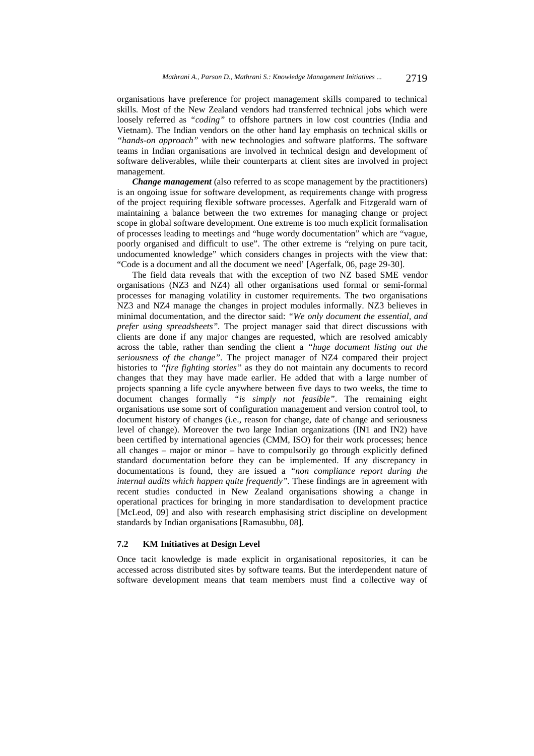organisations have preference for project management skills compared to technical skills. Most of the New Zealand vendors had transferred technical jobs which were loosely referred as *"coding"* to offshore partners in low cost countries (India and Vietnam). The Indian vendors on the other hand lay emphasis on technical skills or *"hands-on approach"* with new technologies and software platforms. The software teams in Indian organisations are involved in technical design and development of software deliverables, while their counterparts at client sites are involved in project management.

***Change management*** (also referred to as scope management by the practitioners) is an ongoing issue for software development, as requirements change with progress of the project requiring flexible software processes. Agerfalk and Fitzgerald warn of maintaining a balance between the two extremes for managing change or project scope in global software development. One extreme is too much explicit formalisation of processes leading to meetings and "huge wordy documentation" which are "vague, poorly organised and difficult to use". The other extreme is "relying on pure tacit, undocumented knowledge" which considers changes in projects with the view that: "Code is a document and all the document we need' [Agerfalk, 06, page 29-30].

The field data reveals that with the exception of two NZ based SME vendor organisations (NZ3 and NZ4) all other organisations used formal or semi-formal processes for managing volatility in customer requirements. The two organisations NZ3 and NZ4 manage the changes in project modules informally. NZ3 believes in minimal documentation, and the director said: *"We only document the essential, and prefer using spreadsheets"*. The project manager said that direct discussions with clients are done if any major changes are requested, which are resolved amicably across the table, rather than sending the client a *"huge document listing out the seriousness of the change"*. The project manager of NZ4 compared their project histories to *"fire fighting stories"* as they do not maintain any documents to record changes that they may have made earlier. He added that with a large number of projects spanning a life cycle anywhere between five days to two weeks, the time to document changes formally *"is simply not feasible"*. The remaining eight organisations use some sort of configuration management and version control tool, to document history of changes (i.e., reason for change, date of change and seriousness level of change). Moreover the two large Indian organizations (IN1 and IN2) have been certified by international agencies (CMM, ISO) for their work processes; hence all changes – major or minor – have to compulsorily go through explicitly defined standard documentation before they can be implemented. If any discrepancy in documentations is found, they are issued a *"non compliance report during the internal audits which happen quite frequently"*. These findings are in agreement with recent studies conducted in New Zealand organisations showing a change in operational practices for bringing in more standardisation to development practice [McLeod, 09] and also with research emphasising strict discipline on development standards by Indian organisations [Ramasubbu, 08].

### 7.2 KM Initiatives at Design Level

Once tacit knowledge is made explicit in organisational repositories, it can be accessed across distributed sites by software teams. But the interdependent nature of software development means that team members must find a collective way of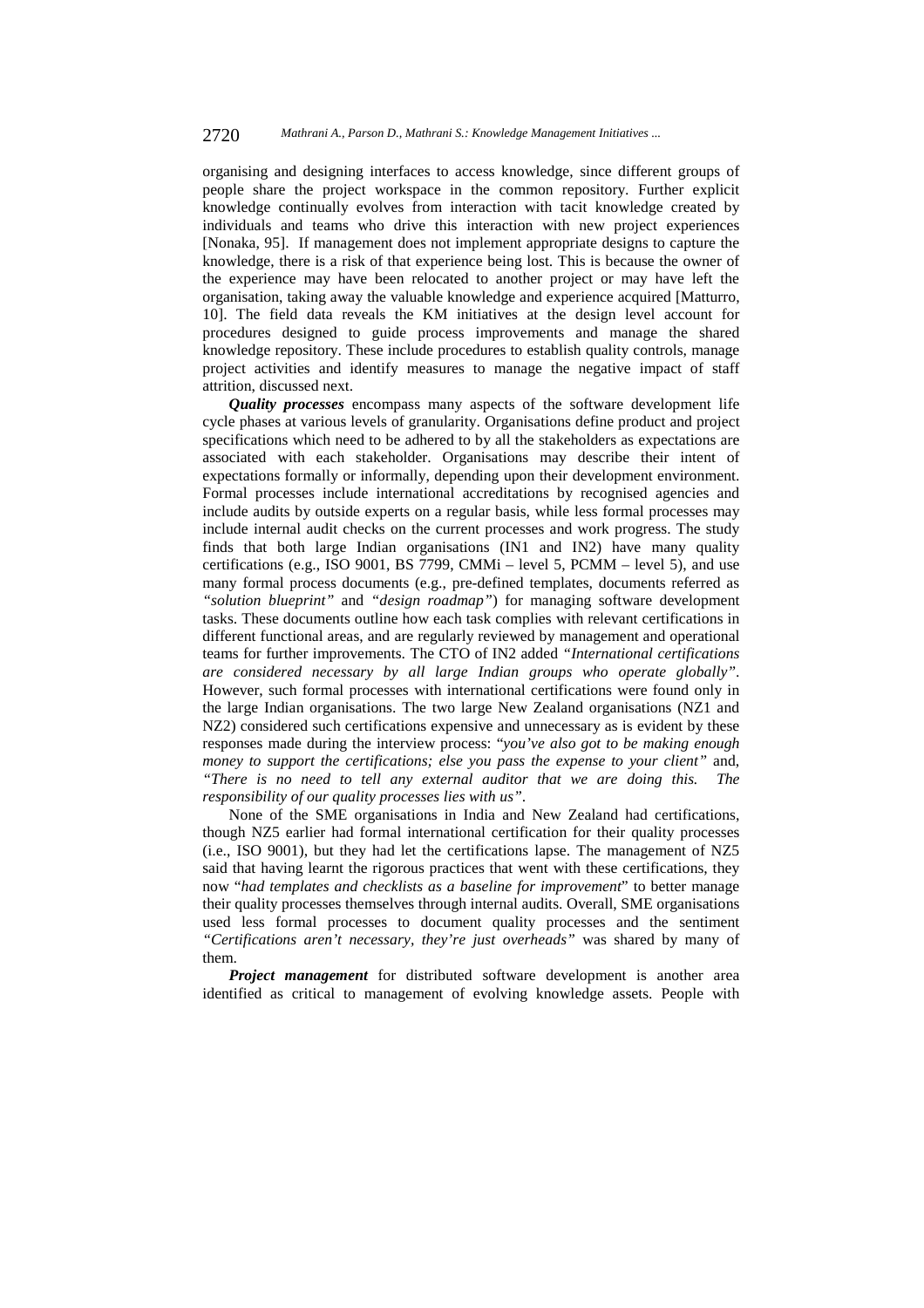organising and designing interfaces to access knowledge, since different groups of people share the project workspace in the common repository. Further explicit knowledge continually evolves from interaction with tacit knowledge created by individuals and teams who drive this interaction with new project experiences [Nonaka, 95]. If management does not implement appropriate designs to capture the knowledge, there is a risk of that experience being lost. This is because the owner of the experience may have been relocated to another project or may have left the organisation, taking away the valuable knowledge and experience acquired [Matturro, 10]. The field data reveals the KM initiatives at the design level account for procedures designed to guide process improvements and manage the shared knowledge repository. These include procedures to establish quality controls, manage project activities and identify measures to manage the negative impact of staff attrition, discussed next.

***Quality processes*** encompass many aspects of the software development life cycle phases at various levels of granularity. Organisations define product and project specifications which need to be adhered to by all the stakeholders as expectations are associated with each stakeholder. Organisations may describe their intent of expectations formally or informally, depending upon their development environment. Formal processes include international accreditations by recognised agencies and include audits by outside experts on a regular basis, while less formal processes may include internal audit checks on the current processes and work progress. The study finds that both large Indian organisations (IN1 and IN2) have many quality certifications (e.g., ISO 9001, BS 7799, CMMi – level 5, PCMM – level 5), and use many formal process documents (e.g., pre-defined templates, documents referred as *"solution blueprint"* and *"design roadmap"*) for managing software development tasks. These documents outline how each task complies with relevant certifications in different functional areas, and are regularly reviewed by management and operational teams for further improvements. The CTO of IN2 added *"International certifications are considered necessary by all large Indian groups who operate globally"*. However, such formal processes with international certifications were found only in the large Indian organisations. The two large New Zealand organisations (NZ1 and NZ2) considered such certifications expensive and unnecessary as is evident by these responses made during the interview process: *"you've also got to be making enough money to support the certifications; else you pass the expense to your client"* and, *"There is no need to tell any external auditor that we are doing this. The responsibility of our quality processes lies with us"*.

None of the SME organisations in India and New Zealand had certifications, though NZ5 earlier had formal international certification for their quality processes (i.e., ISO 9001), but they had let the certifications lapse. The management of NZ5 said that having learnt the rigorous practices that went with these certifications, they now "*had templates and checklists as a baseline for improvement*" to better manage their quality processes themselves through internal audits. Overall, SME organisations used less formal processes to document quality processes and the sentiment *"Certifications aren't necessary, they're just overheads"* was shared by many of them.

***Project management*** for distributed software development is another area identified as critical to management of evolving knowledge assets. People with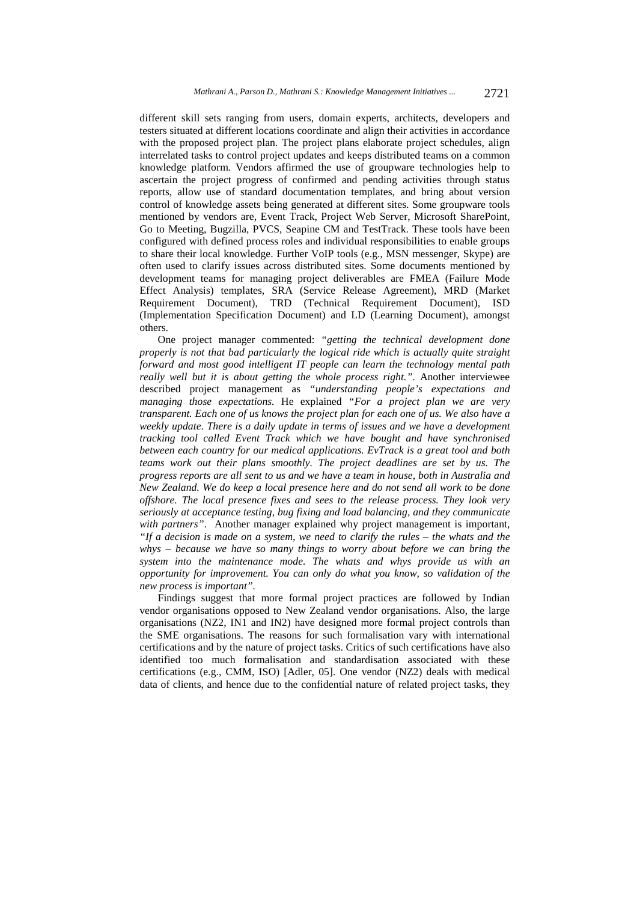different skill sets ranging from users, domain experts, architects, developers and testers situated at different locations coordinate and align their activities in accordance with the proposed project plan. The project plans elaborate project schedules, align interrelated tasks to control project updates and keeps distributed teams on a common knowledge platform. Vendors affirmed the use of groupware technologies help to ascertain the project progress of confirmed and pending activities through status reports, allow use of standard documentation templates, and bring about version control of knowledge assets being generated at different sites. Some groupware tools mentioned by vendors are, Event Track, Project Web Server, Microsoft SharePoint, Go to Meeting, Bugzilla, PVCS, Seapine CM and TestTrack. These tools have been configured with defined process roles and individual responsibilities to enable groups to share their local knowledge. Further VoIP tools (e.g., MSN messenger, Skype) are often used to clarify issues across distributed sites. Some documents mentioned by development teams for managing project deliverables are FMEA (Failure Mode Effect Analysis) templates, SRA (Service Release Agreement), MRD (Market Requirement Document), TRD (Technical Requirement Document), ISD (Implementation Specification Document) and LD (Learning Document), amongst others.

One project manager commented: *"getting the technical development done properly is not that bad particularly the logical ride which is actually quite straight forward and most good intelligent IT people can learn the technology mental path really well but it is about getting the whole process right."*. Another interviewee described project management as *"understanding people's expectations and managing those expectations.* He explained *"For a project plan we are very transparent. Each one of us knows the project plan for each one of us. We also have a weekly update. There is a daily update in terms of issues and we have a development tracking tool called Event Track which we have bought and have synchronised between each country for our medical applications. EvTrack is a great tool and both teams work out their plans smoothly. The project deadlines are set by us. The progress reports are all sent to us and we have a team in house, both in Australia and New Zealand. We do keep a local presence here and do not send all work to be done offshore. The local presence fixes and sees to the release process. They look very seriously at acceptance testing, bug fixing and load balancing, and they communicate with partners"*. Another manager explained why project management is important, *"If a decision is made on a system, we need to clarify the rules – the whats and the whys – because we have so many things to worry about before we can bring the system into the maintenance mode. The whats and whys provide us with an opportunity for improvement. You can only do what you know, so validation of the new process is important"*.

Findings suggest that more formal project practices are followed by Indian vendor organisations opposed to New Zealand vendor organisations. Also, the large organisations (NZ2, IN1 and IN2) have designed more formal project controls than the SME organisations. The reasons for such formalisation vary with international certifications and by the nature of project tasks. Critics of such certifications have also identified too much formalisation and standardisation associated with these certifications (e.g., CMM, ISO) [Adler, 05]. One vendor (NZ2) deals with medical data of clients, and hence due to the confidential nature of related project tasks, they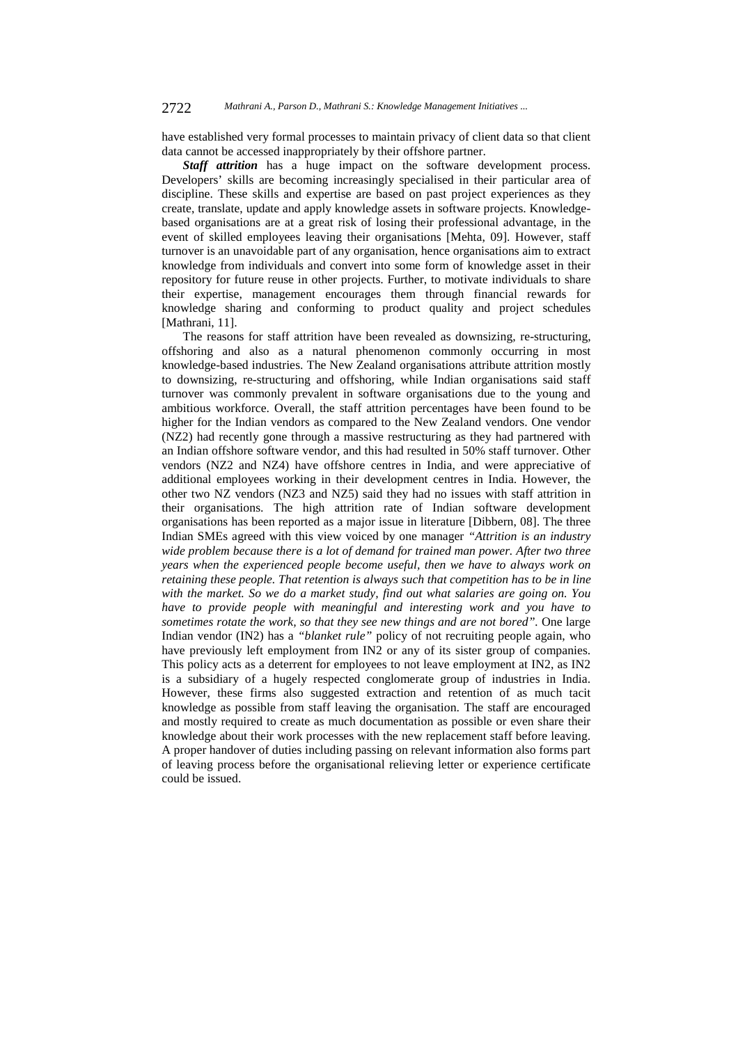have established very formal processes to maintain privacy of client data so that client data cannot be accessed inappropriately by their offshore partner.

***Staff attrition*** has a huge impact on the software development process. Developers' skills are becoming increasingly specialised in their particular area of discipline. These skills and expertise are based on past project experiences as they create, translate, update and apply knowledge assets in software projects. Knowledge-based organisations are at a great risk of losing their professional advantage, in the event of skilled employees leaving their organisations [Mehta, 09]. However, staff turnover is an unavoidable part of any organisation, hence organisations aim to extract knowledge from individuals and convert into some form of knowledge asset in their repository for future reuse in other projects. Further, to motivate individuals to share their expertise, management encourages them through financial rewards for knowledge sharing and conforming to product quality and project schedules [Mathrani, 11].

The reasons for staff attrition have been revealed as downsizing, re-structuring, offshoring and also as a natural phenomenon commonly occurring in most knowledge-based industries. The New Zealand organisations attribute attrition mostly to downsizing, re-structuring and offshoring, while Indian organisations said staff turnover was commonly prevalent in software organisations due to the young and ambitious workforce. Overall, the staff attrition percentages have been found to be higher for the Indian vendors as compared to the New Zealand vendors. One vendor (NZ2) had recently gone through a massive restructuring as they had partnered with an Indian offshore software vendor, and this had resulted in 50% staff turnover. Other vendors (NZ2 and NZ4) have offshore centres in India, and were appreciative of additional employees working in their development centres in India. However, the other two NZ vendors (NZ3 and NZ5) said they had no issues with staff attrition in their organisations. The high attrition rate of Indian software development organisations has been reported as a major issue in literature [Dibbern, 08]. The three Indian SMEs agreed with this view voiced by one manager *"Attrition is an industry wide problem because there is a lot of demand for trained man power. After two three years when the experienced people become useful, then we have to always work on retaining these people. That retention is always such that competition has to be in line with the market. So we do a market study, find out what salaries are going on. You have to provide people with meaningful and interesting work and you have to sometimes rotate the work, so that they see new things and are not bored".* One large Indian vendor (IN2) has a *"blanket rule"* policy of not recruiting people again, who have previously left employment from IN2 or any of its sister group of companies. This policy acts as a deterrent for employees to not leave employment at IN2, as IN2 is a subsidiary of a hugely respected conglomerate group of industries in India. However, these firms also suggested extraction and retention of as much tacit knowledge as possible from staff leaving the organisation. The staff are encouraged and mostly required to create as much documentation as possible or even share their knowledge about their work processes with the new replacement staff before leaving. A proper handover of duties including passing on relevant information also forms part of leaving process before the organisational relieving letter or experience certificate could be issued.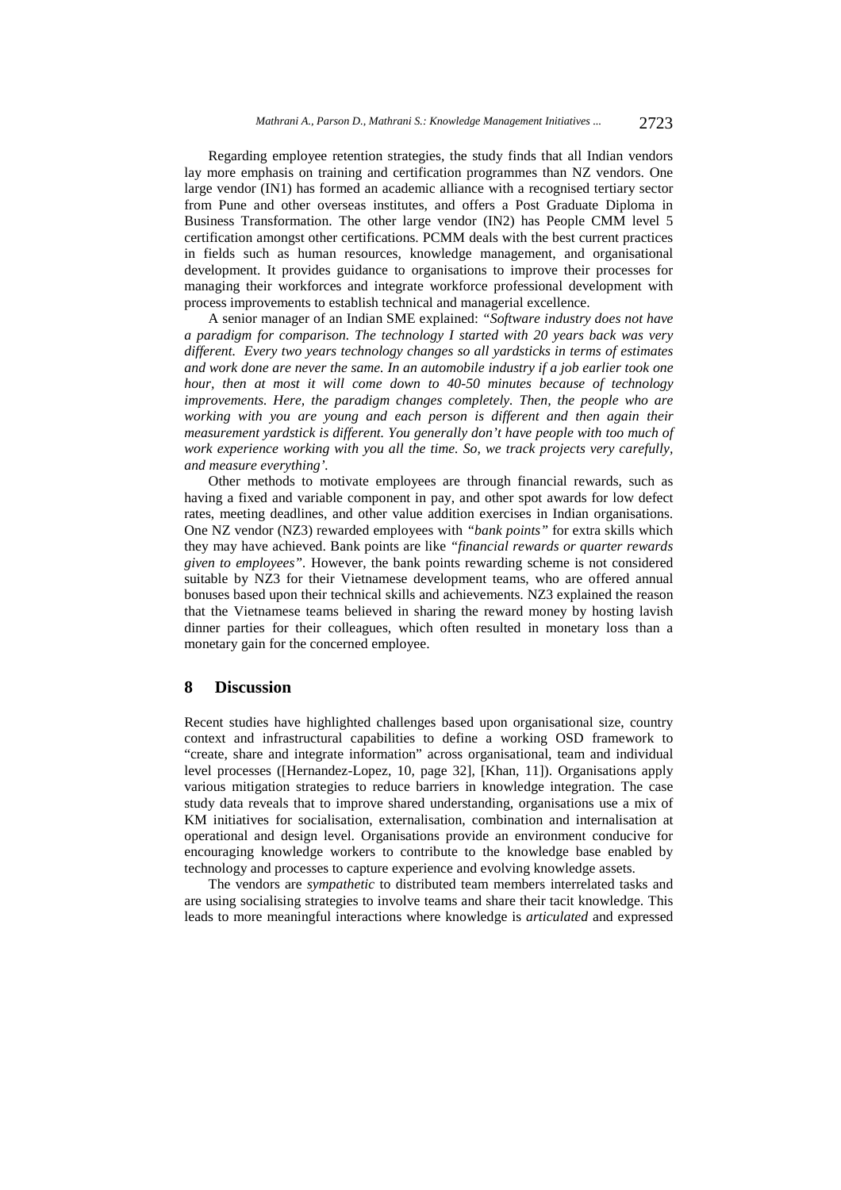Regarding employee retention strategies, the study finds that all Indian vendors lay more emphasis on training and certification programmes than NZ vendors. One large vendor (IN1) has formed an academic alliance with a recognised tertiary sector from Pune and other overseas institutes, and offers a Post Graduate Diploma in Business Transformation. The other large vendor (IN2) has People CMM level 5 certification amongst other certifications. PCMM deals with the best current practices in fields such as human resources, knowledge management, and organisational development. It provides guidance to organisations to improve their processes for managing their workforces and integrate workforce professional development with process improvements to establish technical and managerial excellence.

A senior manager of an Indian SME explained: *"Software industry does not have a paradigm for comparison. The technology I started with 20 years back was very different. Every two years technology changes so all yardsticks in terms of estimates and work done are never the same. In an automobile industry if a job earlier took one hour, then at most it will come down to 40-50 minutes because of technology improvements. Here, the paradigm changes completely. Then, the people who are working with you are young and each person is different and then again their measurement yardstick is different. You generally don't have people with too much of work experience working with you all the time. So, we track projects very carefully, and measure everything'.*

Other methods to motivate employees are through financial rewards, such as having a fixed and variable component in pay, and other spot awards for low defect rates, meeting deadlines, and other value addition exercises in Indian organisations. One NZ vendor (NZ3) rewarded employees with *"bank points"* for extra skills which they may have achieved. Bank points are like *"financial rewards or quarter rewards given to employees"*. However, the bank points rewarding scheme is not considered suitable by NZ3 for their Vietnamese development teams, who are offered annual bonuses based upon their technical skills and achievements. NZ3 explained the reason that the Vietnamese teams believed in sharing the reward money by hosting lavish dinner parties for their colleagues, which often resulted in monetary loss than a monetary gain for the concerned employee.

## 8 Discussion

Recent studies have highlighted challenges based upon organisational size, country context and infrastructural capabilities to define a working OSD framework to "create, share and integrate information" across organisational, team and individual level processes ([Hernandez-Lopez, 10, page 32], [Khan, 11]). Organisations apply various mitigation strategies to reduce barriers in knowledge integration. The case study data reveals that to improve shared understanding, organisations use a mix of KM initiatives for socialisation, externalisation, combination and internalisation at operational and design level. Organisations provide an environment conducive for encouraging knowledge workers to contribute to the knowledge base enabled by technology and processes to capture experience and evolving knowledge assets.

The vendors are *sympathetic* to distributed team members interrelated tasks and are using socialising strategies to involve teams and share their tacit knowledge. This leads to more meaningful interactions where knowledge is *articulated* and expressed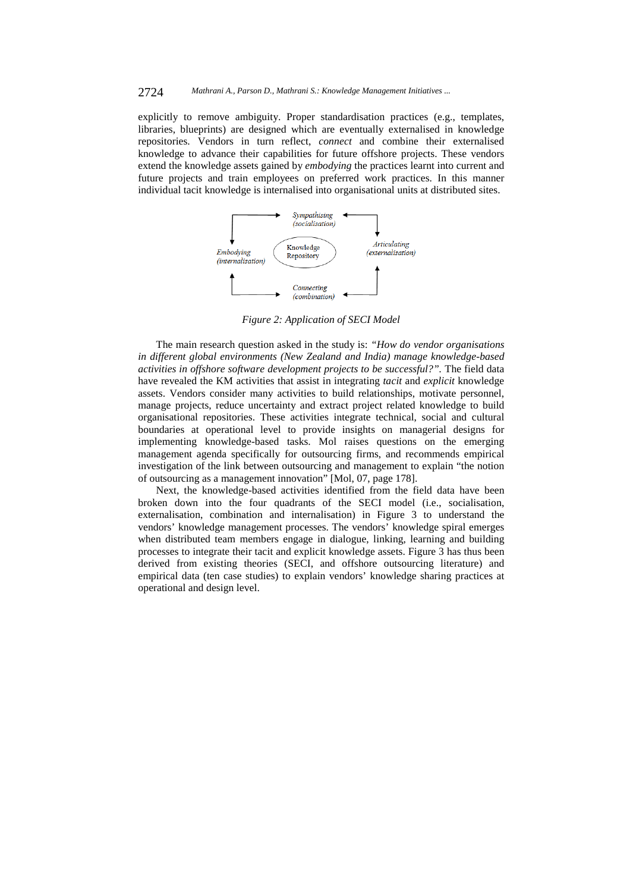explicitly to remove ambiguity. Proper standardisation practices (e.g., templates, libraries, blueprints) are designed which are eventually externalised in knowledge repositories. Vendors in turn reflect, *connect* and combine their externalised knowledge to advance their capabilities for future offshore projects. These vendors extend the knowledge assets gained by *embodying* the practices learnt into current and future projects and train employees on preferred work practices. In this manner individual tacit knowledge is internalised into organisational units at distributed sites.

*Sympathising (socialisation)*

*Articulating (externalisation)*

Knowledge Repository

*Embodying (internalisation)*

*Connecting (combination)*

*Figure 2: Application of SECI Model*

The main research question asked in the study is: *"How do vendor organisations in different global environments (New Zealand and India) manage knowledge-based activities in offshore software development projects to be successful?"*. The field data have revealed the KM activities that assist in integrating *tacit* and *explicit* knowledge assets. Vendors consider many activities to build relationships, motivate personnel, manage projects, reduce uncertainty and extract project related knowledge to build organisational repositories. These activities integrate technical, social and cultural boundaries at operational level to provide insights on managerial designs for implementing knowledge-based tasks. Mol raises questions on the emerging management agenda specifically for outsourcing firms, and recommends empirical investigation of the link between outsourcing and management to explain "the notion of outsourcing as a management innovation" [Mol, 07, page 178].

Next, the knowledge-based activities identified from the field data have been broken down into the four quadrants of the SECI model (i.e., socialisation, externalisation, combination and internalisation) in Figure 3 to understand the vendors' knowledge management processes. The vendors' knowledge spiral emerges when distributed team members engage in dialogue, linking, learning and building processes to integrate their tacit and explicit knowledge assets. Figure 3 has thus been derived from existing theories (SECI, and offshore outsourcing literature) and empirical data (ten case studies) to explain vendors' knowledge sharing practices at operational and design level.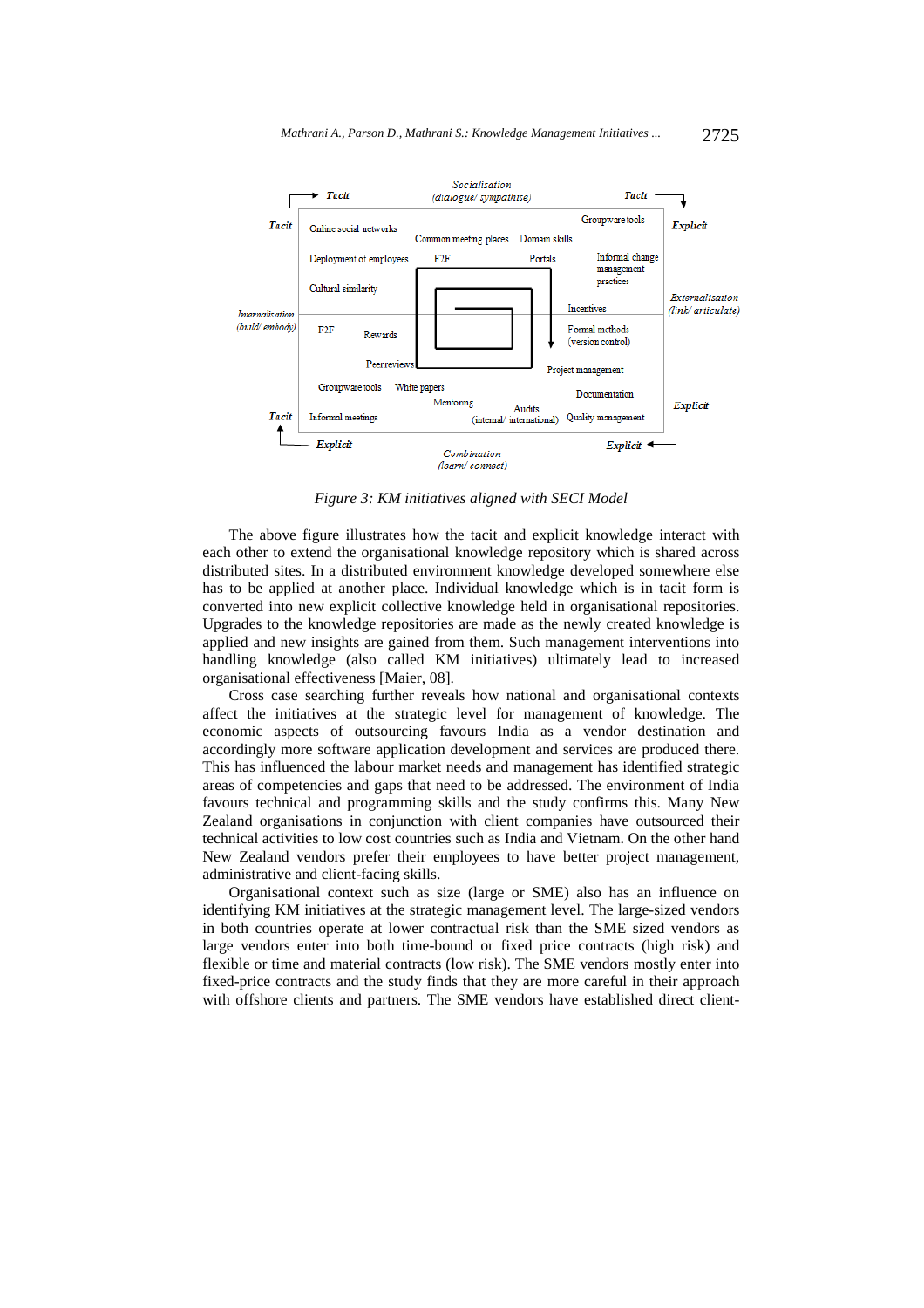Figure 3: KM initiatives aligned with SECI Model

The above figure illustrates how the tacit and explicit knowledge interact with each other to extend the organisational knowledge repository which is shared across distributed sites. In a distributed environment knowledge developed somewhere else has to be applied at another place. Individual knowledge which is in tacit form is converted into new explicit collective knowledge held in organisational repositories. Upgrades to the knowledge repositories are made as the newly created knowledge is applied and new insights are gained from them. Such management interventions into handling knowledge (also called KM initiatives) ultimately lead to increased organisational effectiveness [Maier, 08].

Cross case searching further reveals how national and organisational contexts affect the initiatives at the strategic level for management of knowledge. The economic aspects of outsourcing favours India as a vendor destination and accordingly more software application development and services are produced there. This has influenced the labour market needs and management has identified strategic areas of competencies and gaps that need to be addressed. The environment of India favours technical and programming skills and the study confirms this. Many New Zealand organisations in conjunction with client companies have outsourced their technical activities to low cost countries such as India and Vietnam. On the other hand New Zealand vendors prefer their employees to have better project management, administrative and client-facing skills.

Organisational context such as size (large or SME) also has an influence on identifying KM initiatives at the strategic management level. The large-sized vendors in both countries operate at lower contractual risk than the SME sized vendors as large vendors enter into both time-bound or fixed price contracts (high risk) and flexible or time and material contracts (low risk). The SME vendors mostly enter into fixed-price contracts and the study finds that they are more careful in their approach with offshore clients and partners. The SME vendors have established direct client-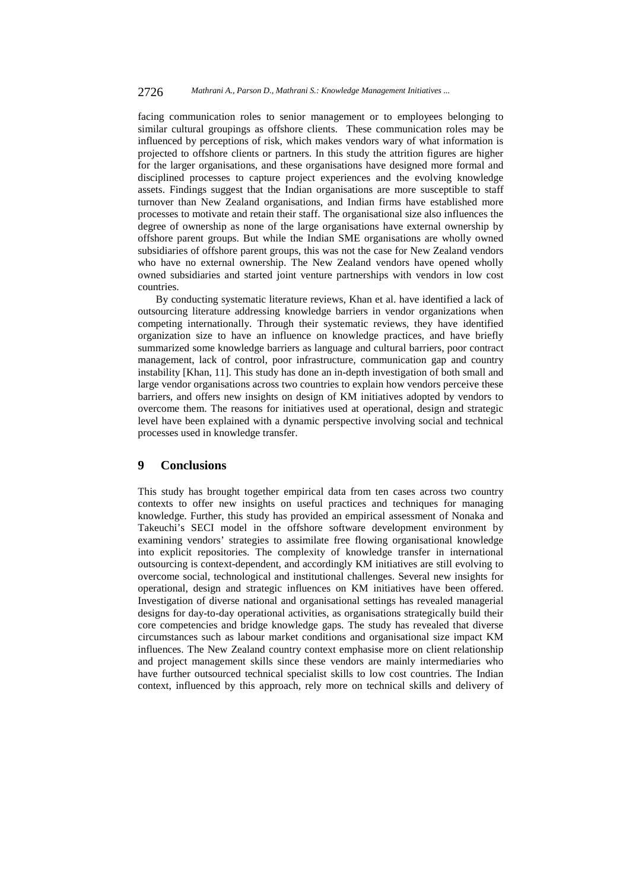facing communication roles to senior management or to employees belonging to similar cultural groupings as offshore clients. These communication roles may be influenced by perceptions of risk, which makes vendors wary of what information is projected to offshore clients or partners. In this study the attrition figures are higher for the larger organisations, and these organisations have designed more formal and disciplined processes to capture project experiences and the evolving knowledge assets. Findings suggest that the Indian organisations are more susceptible to staff turnover than New Zealand organisations, and Indian firms have established more processes to motivate and retain their staff. The organisational size also influences the degree of ownership as none of the large organisations have external ownership by offshore parent groups. But while the Indian SME organisations are wholly owned subsidiaries of offshore parent groups, this was not the case for New Zealand vendors who have no external ownership. The New Zealand vendors have opened wholly owned subsidiaries and started joint venture partnerships with vendors in low cost countries.

By conducting systematic literature reviews, Khan et al. have identified a lack of outsourcing literature addressing knowledge barriers in vendor organizations when competing internationally. Through their systematic reviews, they have identified organization size to have an influence on knowledge practices, and have briefly summarized some knowledge barriers as language and cultural barriers, poor contract management, lack of control, poor infrastructure, communication gap and country instability [Khan, 11]. This study has done an in-depth investigation of both small and large vendor organisations across two countries to explain how vendors perceive these barriers, and offers new insights on design of KM initiatives adopted by vendors to overcome them. The reasons for initiatives used at operational, design and strategic level have been explained with a dynamic perspective involving social and technical processes used in knowledge transfer.

## 9 Conclusions

This study has brought together empirical data from ten cases across two country contexts to offer new insights on useful practices and techniques for managing knowledge. Further, this study has provided an empirical assessment of Nonaka and Takeuchi's SECI model in the offshore software development environment by examining vendors' strategies to assimilate free flowing organisational knowledge into explicit repositories. The complexity of knowledge transfer in international outsourcing is context-dependent, and accordingly KM initiatives are still evolving to overcome social, technological and institutional challenges. Several new insights for operational, design and strategic influences on KM initiatives have been offered. Investigation of diverse national and organisational settings has revealed managerial designs for day-to-day operational activities, as organisations strategically build their core competencies and bridge knowledge gaps. The study has revealed that diverse circumstances such as labour market conditions and organisational size impact KM influences. The New Zealand country context emphasise more on client relationship and project management skills since these vendors are mainly intermediaries who have further outsourced technical specialist skills to low cost countries. The Indian context, influenced by this approach, rely more on technical skills and delivery of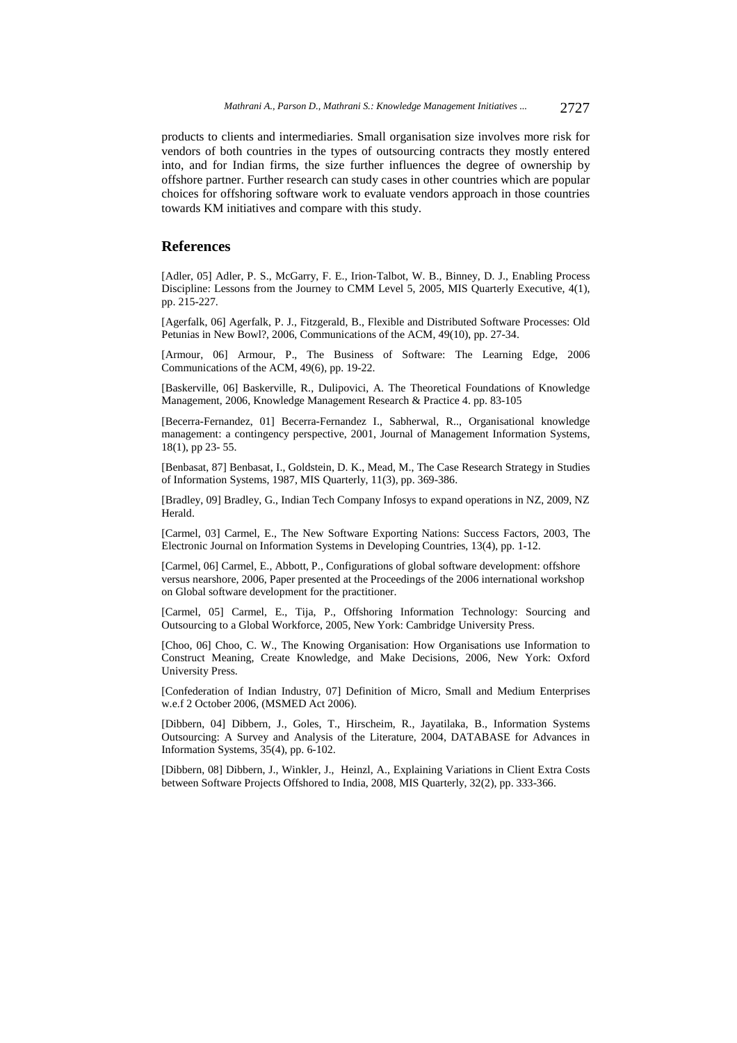products to clients and intermediaries. Small organisation size involves more risk for vendors of both countries in the types of outsourcing contracts they mostly entered into, and for Indian firms, the size further influences the degree of ownership by offshore partner. Further research can study cases in other countries which are popular choices for offshoring software work to evaluate vendors approach in those countries towards KM initiatives and compare with this study.

## References

[Adler, 05] Adler, P. S., McGarry, F. E., Irion-Talbot, W. B., Binney, D. J., Enabling Process Discipline: Lessons from the Journey to CMM Level 5, 2005, MIS Quarterly Executive, 4(1), pp. 215-227.

[Agerfalk, 06] Agerfalk, P. J., Fitzgerald, B., Flexible and Distributed Software Processes: Old Petunias in New Bowl?, 2006, Communications of the ACM, 49(10), pp. 27-34.

[Armour, 06] Armour, P., The Business of Software: The Learning Edge, 2006 Communications of the ACM, 49(6), pp. 19-22.

[Baskerville, 06] Baskerville, R., Dulipovici, A. The Theoretical Foundations of Knowledge Management, 2006, Knowledge Management Research & Practice 4. pp. 83-105

[Becerra-Fernandez, 01] Becerra-Fernandez I., Sabherwal, R.., Organisational knowledge management: a contingency perspective, 2001, Journal of Management Information Systems, 18(1), pp 23- 55.

[Benbasat, 87] Benbasat, I., Goldstein, D. K., Mead, M., The Case Research Strategy in Studies of Information Systems, 1987, MIS Quarterly, 11(3), pp. 369-386.

[Bradley, 09] Bradley, G., Indian Tech Company Infosys to expand operations in NZ, 2009, NZ Herald.

[Carmel, 03] Carmel, E., The New Software Exporting Nations: Success Factors, 2003, The Electronic Journal on Information Systems in Developing Countries, 13(4), pp. 1-12.

[Carmel, 06] Carmel, E., Abbott, P., Configurations of global software development: offshore versus nearshore, 2006, Paper presented at the Proceedings of the 2006 international workshop on Global software development for the practitioner.

[Carmel, 05] Carmel, E., Tija, P., Offshoring Information Technology: Sourcing and Outsourcing to a Global Workforce, 2005, New York: Cambridge University Press.

[Choo, 06] Choo, C. W., The Knowing Organisation: How Organisations use Information to Construct Meaning, Create Knowledge, and Make Decisions, 2006, New York: Oxford University Press.

[Confederation of Indian Industry, 07] Definition of Micro, Small and Medium Enterprises w.e.f 2 October 2006, (MSMED Act 2006).

[Dibbern, 04] Dibbern, J., Goles, T., Hirscheim, R., Jayatilaka, B., Information Systems Outsourcing: A Survey and Analysis of the Literature, 2004, DATABASE for Advances in Information Systems, 35(4), pp. 6-102.

[Dibbern, 08] Dibbern, J., Winkler, J., Heinzl, A., Explaining Variations in Client Extra Costs between Software Projects Offshored to India, 2008, MIS Quarterly, 32(2), pp. 333-366.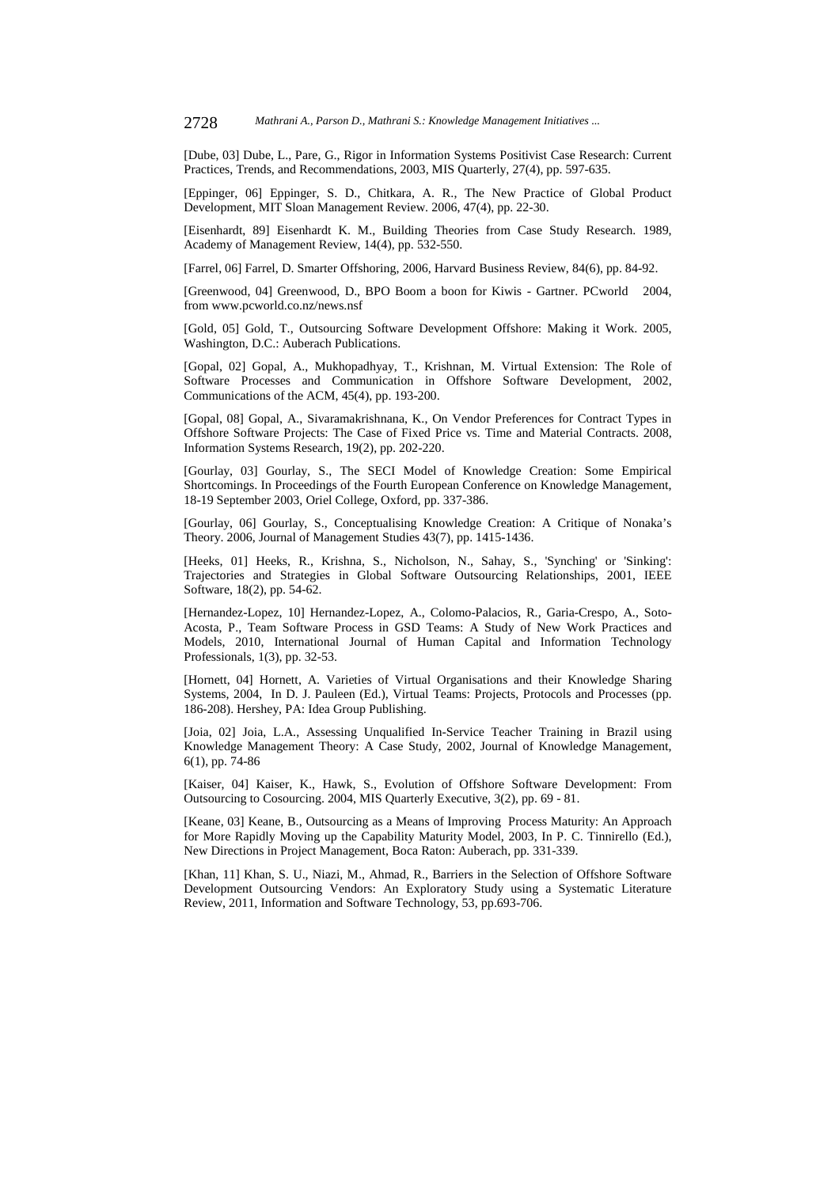[Dube, 03] Dube, L., Pare, G., Rigor in Information Systems Positivist Case Research: Current Practices, Trends, and Recommendations, 2003, MIS Quarterly, 27(4), pp. 597-635.

[Eppinger, 06] Eppinger, S. D., Chitkara, A. R., The New Practice of Global Product Development, MIT Sloan Management Review. 2006, 47(4), pp. 22-30.

[Eisenhardt, 89] Eisenhardt K. M., Building Theories from Case Study Research. 1989, Academy of Management Review, 14(4), pp. 532-550.

[Farrel, 06] Farrel, D. Smarter Offshoring, 2006, Harvard Business Review, 84(6), pp. 84-92.

[Greenwood, 04] Greenwood, D., BPO Boom a boon for Kiwis - Gartner. PCworld 2004, from www.pcworld.co.nz/news.nsf

[Gold, 05] Gold, T., Outsourcing Software Development Offshore: Making it Work. 2005, Washington, D.C.: Auberach Publications.

[Gopal, 02] Gopal, A., Mukhopadhyay, T., Krishnan, M. Virtual Extension: The Role of Software Processes and Communication in Offshore Software Development, 2002, Communications of the ACM, 45(4), pp. 193-200.

[Gopal, 08] Gopal, A., Sivaramakrishnana, K., On Vendor Preferences for Contract Types in Offshore Software Projects: The Case of Fixed Price vs. Time and Material Contracts. 2008, Information Systems Research, 19(2), pp. 202-220.

[Gourlay, 03] Gourlay, S., The SECI Model of Knowledge Creation: Some Empirical Shortcomings. In Proceedings of the Fourth European Conference on Knowledge Management, 18-19 September 2003, Oriel College, Oxford, pp. 337-386.

[Gourlay, 06] Gourlay, S., Conceptualising Knowledge Creation: A Critique of Nonaka's Theory. 2006, Journal of Management Studies 43(7), pp. 1415-1436.

[Heeks, 01] Heeks, R., Krishna, S., Nicholson, N., Sahay, S., 'Synching' or 'Sinking': Trajectories and Strategies in Global Software Outsourcing Relationships, 2001, IEEE Software, 18(2), pp. 54-62.

[Hernandez-Lopez, 10] Hernandez-Lopez, A., Colomo-Palacios, R., Garia-Crespo, A., Soto-Acosta, P., Team Software Process in GSD Teams: A Study of New Work Practices and Models, 2010, International Journal of Human Capital and Information Technology Professionals, 1(3), pp. 32-53.

[Hornett, 04] Hornett, A. Varieties of Virtual Organisations and their Knowledge Sharing Systems, 2004, In D. J. Pauleen (Ed.), Virtual Teams: Projects, Protocols and Processes (pp. 186-208). Hershey, PA: Idea Group Publishing.

[Joia, 02] Joia, L.A., Assessing Unqualified In-Service Teacher Training in Brazil using Knowledge Management Theory: A Case Study, 2002, Journal of Knowledge Management, 6(1), pp. 74-86

[Kaiser, 04] Kaiser, K., Hawk, S., Evolution of Offshore Software Development: From Outsourcing to Cosourcing. 2004, MIS Quarterly Executive, 3(2), pp. 69 - 81.

[Keane, 03] Keane, B., Outsourcing as a Means of Improving Process Maturity: An Approach for More Rapidly Moving up the Capability Maturity Model, 2003, In P. C. Tinnirello (Ed.), New Directions in Project Management, Boca Raton: Auberach, pp. 331-339.

[Khan, 11] Khan, S. U., Niazi, M., Ahmad, R., Barriers in the Selection of Offshore Software Development Outsourcing Vendors: An Exploratory Study using a Systematic Literature Review, 2011, Information and Software Technology, 53, pp.693-706.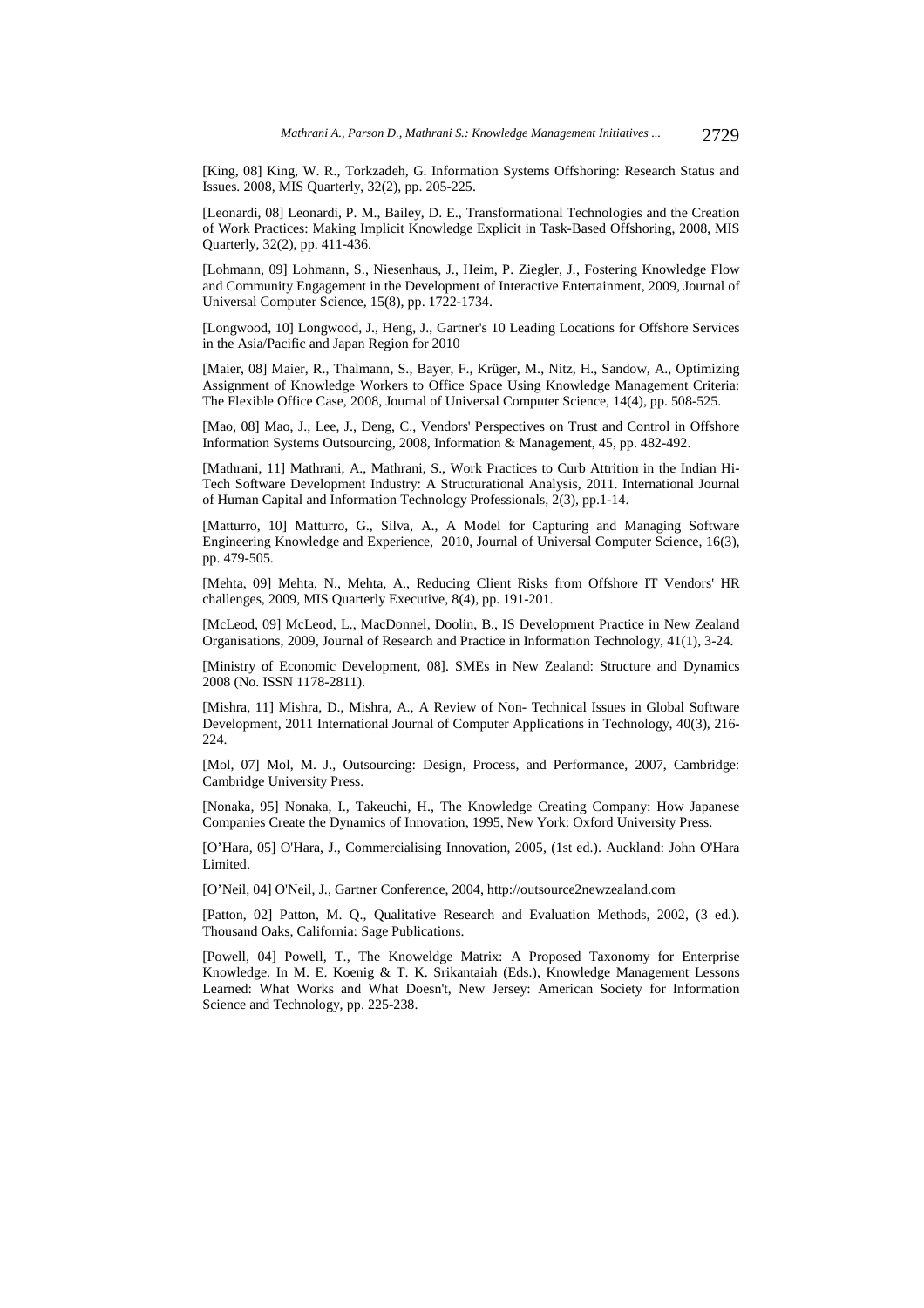[King, 08] King, W. R., Torkzadeh, G. Information Systems Offshoring: Research Status and Issues. 2008, MIS Quarterly, 32(2), pp. 205-225.

[Leonardi, 08] Leonardi, P. M., Bailey, D. E., Transformational Technologies and the Creation of Work Practices: Making Implicit Knowledge Explicit in Task-Based Offshoring, 2008, MIS Quarterly, 32(2), pp. 411-436.

[Lohmann, 09] Lohmann, S., Niesenhaus, J., Heim, P. Ziegler, J., Fostering Knowledge Flow and Community Engagement in the Development of Interactive Entertainment, 2009, Journal of Universal Computer Science, 15(8), pp. 1722-1734.

[Longwood, 10] Longwood, J., Heng, J., Gartner's 10 Leading Locations for Offshore Services in the Asia/Pacific and Japan Region for 2010

[Maier, 08] Maier, R., Thalmann, S., Bayer, F., Krüger, M., Nitz, H., Sandow, A., Optimizing Assignment of Knowledge Workers to Office Space Using Knowledge Management Criteria: The Flexible Office Case, 2008, Journal of Universal Computer Science, 14(4), pp. 508-525.

[Mao, 08] Mao, J., Lee, J., Deng, C., Vendors' Perspectives on Trust and Control in Offshore Information Systems Outsourcing, 2008, Information & Management, 45, pp. 482-492.

[Mathrani, 11] Mathrani, A., Mathrani, S., Work Practices to Curb Attrition in the Indian Hi-Tech Software Development Industry: A Structurational Analysis, 2011. International Journal of Human Capital and Information Technology Professionals, 2(3), pp.1-14.

[Matturro, 10] Matturro, G., Silva, A., A Model for Capturing and Managing Software Engineering Knowledge and Experience, 2010, Journal of Universal Computer Science, 16(3), pp. 479-505.

[Mehta, 09] Mehta, N., Mehta, A., Reducing Client Risks from Offshore IT Vendors' HR challenges, 2009, MIS Quarterly Executive, 8(4), pp. 191-201.

[McLeod, 09] McLeod, L., MacDonnel, Doolin, B., IS Development Practice in New Zealand Organisations, 2009, Journal of Research and Practice in Information Technology, 41(1), 3-24.

[Ministry of Economic Development, 08]. SMEs in New Zealand: Structure and Dynamics 2008 (No. ISSN 1178-2811).

[Mishra, 11] Mishra, D., Mishra, A., A Review of Non- Technical Issues in Global Software Development, 2011 International Journal of Computer Applications in Technology, 40(3), 216-224.

[Mol, 07] Mol, M. J., Outsourcing: Design, Process, and Performance, 2007, Cambridge: Cambridge University Press.

[Nonaka, 95] Nonaka, I., Takeuchi, H., The Knowledge Creating Company: How Japanese Companies Create the Dynamics of Innovation, 1995, New York: Oxford University Press.

[O'Hara, 05] O'Hara, J., Commercialising Innovation, 2005, (1st ed.). Auckland: John O'Hara Limited.

[O'Neil, 04] O'Neil, J., Gartner Conference, 2004, http://outsource2newzealand.com

[Patton, 02] Patton, M. Q., Qualitative Research and Evaluation Methods, 2002, (3 ed.). Thousand Oaks, California: Sage Publications.

[Powell, 04] Powell, T., The Knoweldge Matrix: A Proposed Taxonomy for Enterprise Knowledge. In M. E. Koenig & T. K. Srikantaiah (Eds.), Knowledge Management Lessons Learned: What Works and What Doesn't, New Jersey: American Society for Information Science and Technology, pp. 225-238.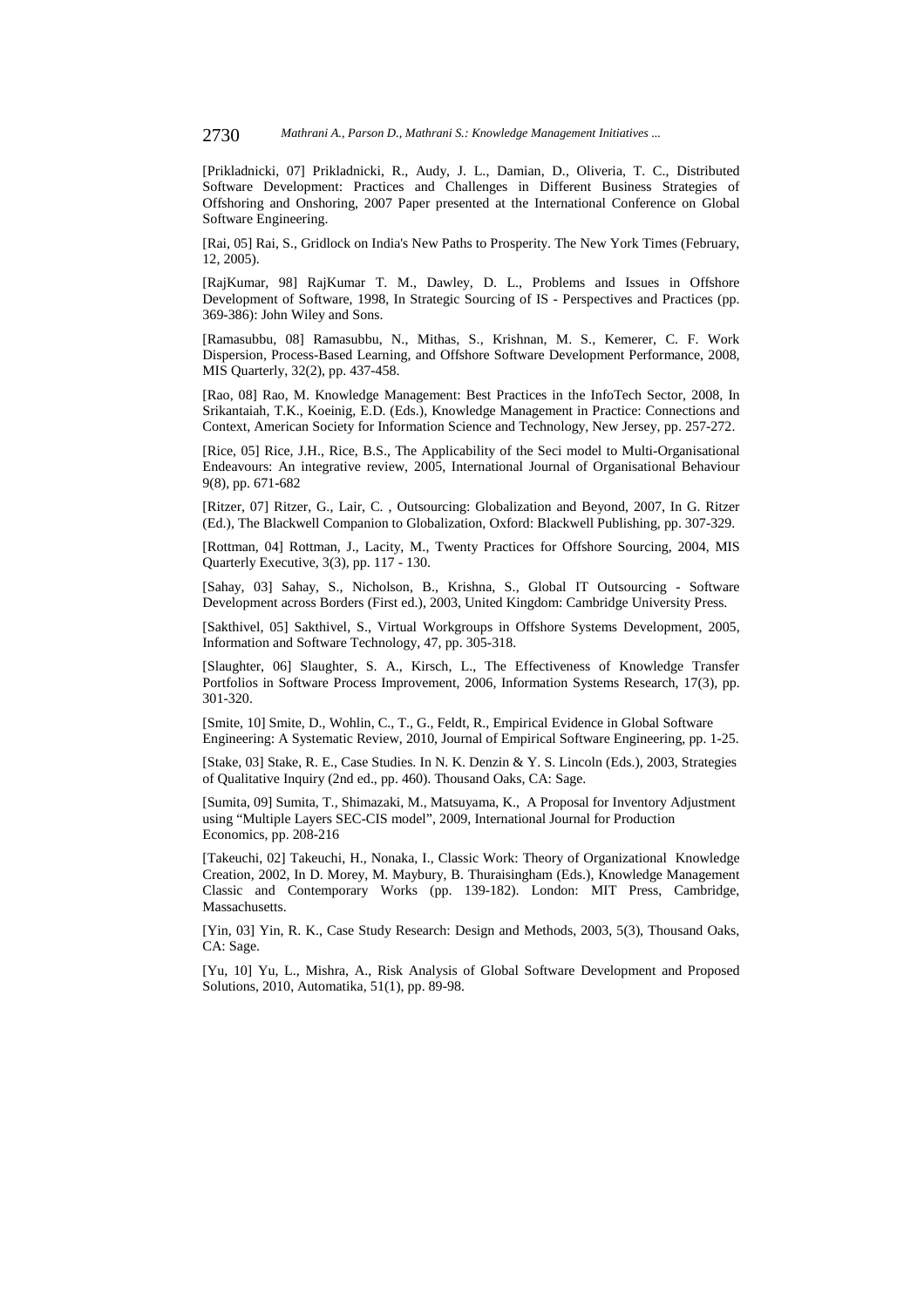[Prikladnicki, 07] Prikladnicki, R., Audy, J. L., Damian, D., Oliveria, T. C., Distributed Software Development: Practices and Challenges in Different Business Strategies of Offshoring and Onshoring, 2007 Paper presented at the International Conference on Global Software Engineering.

[Rai, 05] Rai, S., Gridlock on India's New Paths to Prosperity. The New York Times (February, 12, 2005).

[RajKumar, 98] RajKumar T. M., Dawley, D. L., Problems and Issues in Offshore Development of Software, 1998, In Strategic Sourcing of IS - Perspectives and Practices (pp. 369-386): John Wiley and Sons.

[Ramasubbu, 08] Ramasubbu, N., Mithas, S., Krishnan, M. S., Kemerer, C. F. Work Dispersion, Process-Based Learning, and Offshore Software Development Performance, 2008, MIS Quarterly, 32(2), pp. 437-458.

[Rao, 08] Rao, M. Knowledge Management: Best Practices in the InfoTech Sector, 2008, In Srikantaiah, T.K., Koeinig, E.D. (Eds.), Knowledge Management in Practice: Connections and Context, American Society for Information Science and Technology, New Jersey, pp. 257-272.

[Rice, 05] Rice, J.H., Rice, B.S., The Applicability of the Seci model to Multi-Organisational Endeavours: An integrative review, 2005, International Journal of Organisational Behaviour 9(8), pp. 671-682

[Ritzer, 07] Ritzer, G., Lair, C. , Outsourcing: Globalization and Beyond, 2007, In G. Ritzer (Ed.), The Blackwell Companion to Globalization, Oxford: Blackwell Publishing, pp. 307-329.

[Rottman, 04] Rottman, J., Lacity, M., Twenty Practices for Offshore Sourcing, 2004, MIS Quarterly Executive, 3(3), pp. 117 - 130.

[Sahay, 03] Sahay, S., Nicholson, B., Krishna, S., Global IT Outsourcing - Software Development across Borders (First ed.), 2003, United Kingdom: Cambridge University Press.

[Sakthivel, 05] Sakthivel, S., Virtual Workgroups in Offshore Systems Development, 2005, Information and Software Technology, 47, pp. 305-318.

[Slaughter, 06] Slaughter, S. A., Kirsch, L., The Effectiveness of Knowledge Transfer Portfolios in Software Process Improvement, 2006, Information Systems Research, 17(3), pp. 301-320.

[Smite, 10] Smite, D., Wohlin, C., T., G., Feldt, R., Empirical Evidence in Global Software Engineering: A Systematic Review, 2010, Journal of Empirical Software Engineering, pp. 1-25.

[Stake, 03] Stake, R. E., Case Studies. In N. K. Denzin & Y. S. Lincoln (Eds.), 2003, Strategies of Qualitative Inquiry (2nd ed., pp. 460). Thousand Oaks, CA: Sage.

[Sumita, 09] Sumita, T., Shimazaki, M., Matsuyama, K., A Proposal for Inventory Adjustment using "Multiple Layers SEC-CIS model", 2009, International Journal for Production Economics, pp. 208-216

[Takeuchi, 02] Takeuchi, H., Nonaka, I., Classic Work: Theory of Organizational Knowledge Creation, 2002, In D. Morey, M. Maybury, B. Thuraisingham (Eds.), Knowledge Management Classic and Contemporary Works (pp. 139-182). London: MIT Press, Cambridge, Massachusetts.

[Yin, 03] Yin, R. K., Case Study Research: Design and Methods, 2003, 5(3), Thousand Oaks, CA: Sage.

[Yu, 10] Yu, L., Mishra, A., Risk Analysis of Global Software Development and Proposed Solutions, 2010, Automatika, 51(1), pp. 89-98.